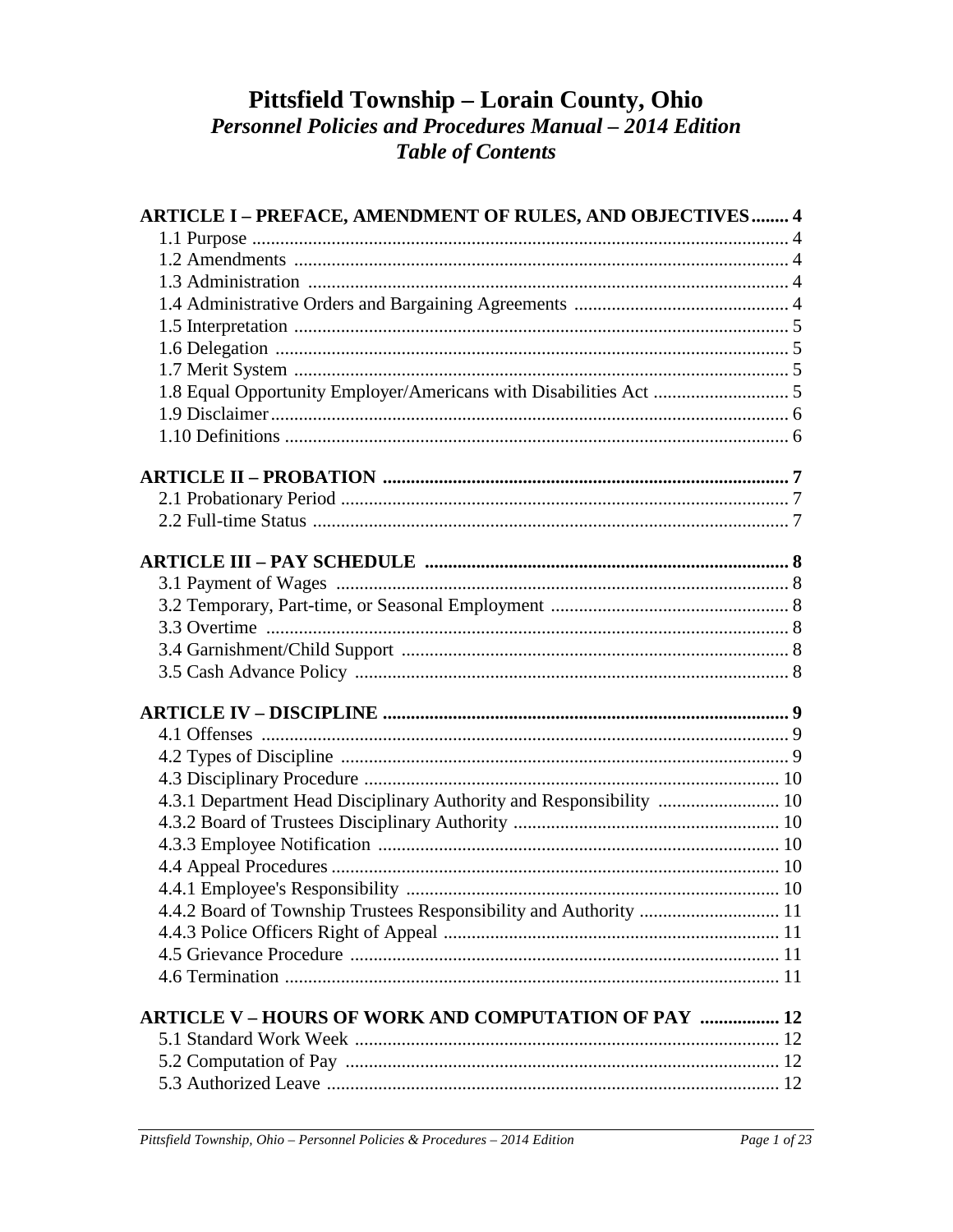# Pittsfield Township – Lorain County, Ohio

## *Personnel Policies and Procedures Manual – 2014 Edition*

## *Table of Contents*

**ARTICLE I – PREFACE, AMENDMENT OF RULES, AND OBJECTIVES........ 4**

- 1.1 Purpose ........................................................................................................ 4
- 1.2 Amendments ................................................................................................ 4
- 1.3 Administration ............................................................................................. 4
- 1.4 Administrative Orders and Bargaining Agreements .................................... 4
- 1.5 Interpretation ............................................................................................... 5
- 1.6 Delegation ................................................................................................... 5
- 1.7 Merit System ............................................................................................... 5
- 1.8 Equal Opportunity Employer/Americans with Disabilities Act ..................... 5
- 1.9 Disclaimer.................................................................................................... 6
- 1.10 Definitions ................................................................................................. 6

**ARTICLE II – PROBATION ...................................................................................... 7**

- 2.1 Probationary Period ..................................................................................... 7
- 2.2 Full-time Status ............................................................................................ 7

**ARTICLE III – PAY SCHEDULE ............................................................................. 8**

- 3.1 Payment of Wages ....................................................................................... 8
- 3.2 Temporary, Part-time, or Seasonal Employment ......................................... 8
- 3.3 Overtime ...................................................................................................... 8
- 3.4 Garnishment/Child Support ......................................................................... 8
- 3.5 Cash Advance Policy ................................................................................... 8

**ARTICLE IV – DISCIPLINE ...................................................................................... 9**

- 4.1 Offenses ....................................................................................................... 9
- 4.2 Types of Discipline ...................................................................................... 9
- 4.3 Disciplinary Procedure ............................................................................... 10
- 4.3.1 Department Head Disciplinary Authority and Responsibility .................. 10
- 4.3.2 Board of Trustees Disciplinary Authority ................................................ 10
- 4.3.3 Employee Notification ............................................................................ 10
- 4.4 Appeal Procedures ...................................................................................... 10
- 4.4.1 Employee's Responsibility ...................................................................... 10
- 4.4.2 Board of Township Trustees Responsibility and Authority ..................... 11
- 4.4.3 Police Officers Right of Appeal .............................................................. 11
- 4.5 Grievance Procedure .................................................................................. 11
- 4.6 Termination ................................................................................................ 11

**ARTICLE V – HOURS OF WORK AND COMPUTATION OF PAY ................. 12**

- 5.1 Standard Work Week .................................................................................. 12
- 5.2 Computation of Pay .................................................................................... 12
- 5.3 Authorized Leave ....................................................................................... 12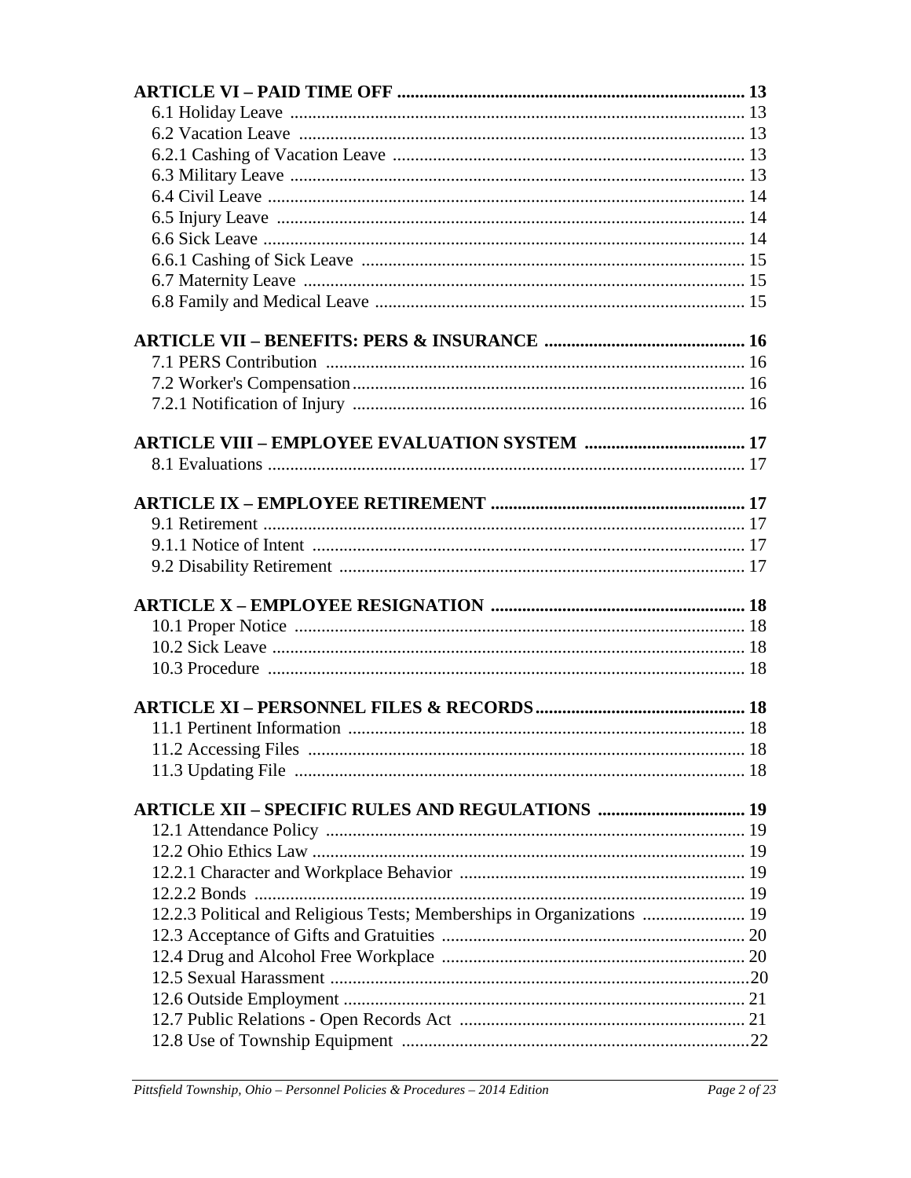| | |
|---|---|
| **ARTICLE VI – PAID TIME OFF** | **13** |
| 6.1 Holiday Leave | 13 |
| 6.2 Vacation Leave | 13 |
| 6.2.1 Cashing of Vacation Leave | 13 |
| 6.3 Military Leave | 13 |
| 6.4 Civil Leave | 14 |
| 6.5 Injury Leave | 14 |
| 6.6 Sick Leave | 14 |
| 6.6.1 Cashing of Sick Leave | 15 |
| 6.7 Maternity Leave | 15 |
| 6.8 Family and Medical Leave | 15 |
| **ARTICLE VII – BENEFITS: PERS & INSURANCE** | **16** |
| 7.1 PERS Contribution | 16 |
| 7.2 Worker's Compensation | 16 |
| 7.2.1 Notification of Injury | 16 |
| **ARTICLE VIII – EMPLOYEE EVALUATION SYSTEM** | **17** |
| 8.1 Evaluations | 17 |
| **ARTICLE IX – EMPLOYEE RETIREMENT** | **17** |
| 9.1 Retirement | 17 |
| 9.1.1 Notice of Intent | 17 |
| 9.2 Disability Retirement | 17 |
| **ARTICLE X – EMPLOYEE RESIGNATION** | **18** |
| 10.1 Proper Notice | 18 |
| 10.2 Sick Leave | 18 |
| 10.3 Procedure | 18 |
| **ARTICLE XI – PERSONNEL FILES & RECORDS** | **18** |
| 11.1 Pertinent Information | 18 |
| 11.2 Accessing Files | 18 |
| 11.3 Updating File | 18 |
| **ARTICLE XII – SPECIFIC RULES AND REGULATIONS** | **19** |
| 12.1 Attendance Policy | 19 |
| 12.2 Ohio Ethics Law | 19 |
| 12.2.1 Character and Workplace Behavior | 19 |
| 12.2.2 Bonds | 19 |
| 12.2.3 Political and Religious Tests; Memberships in Organizations | 19 |
| 12.3 Acceptance of Gifts and Gratuities | 20 |
| 12.4 Drug and Alcohol Free Workplace | 20 |
| 12.5 Sexual Harassment | 20 |
| 12.6 Outside Employment | 21 |
| 12.7 Public Relations - Open Records Act | 21 |
| 12.8 Use of Township Equipment | 22 |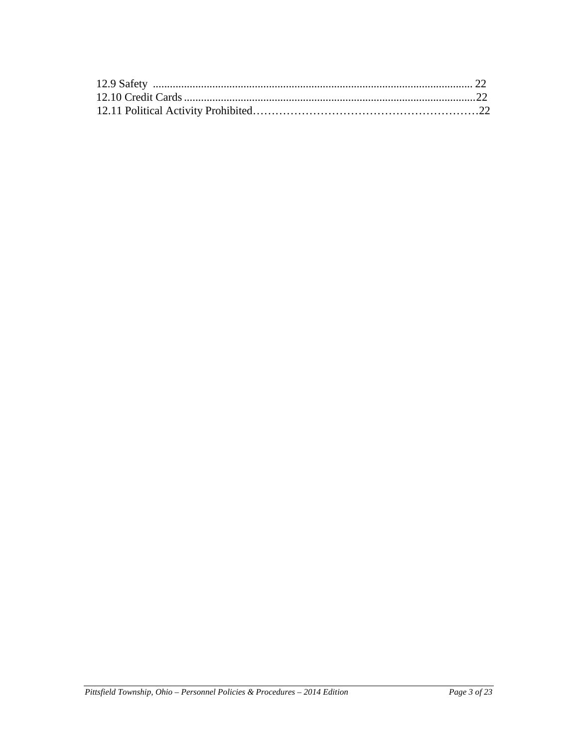12.9 Safety ................................................................................................................ 22
12.10 Credit Cards ......................................................................................................22
12.11 Political Activity Prohibited……………………………………………………22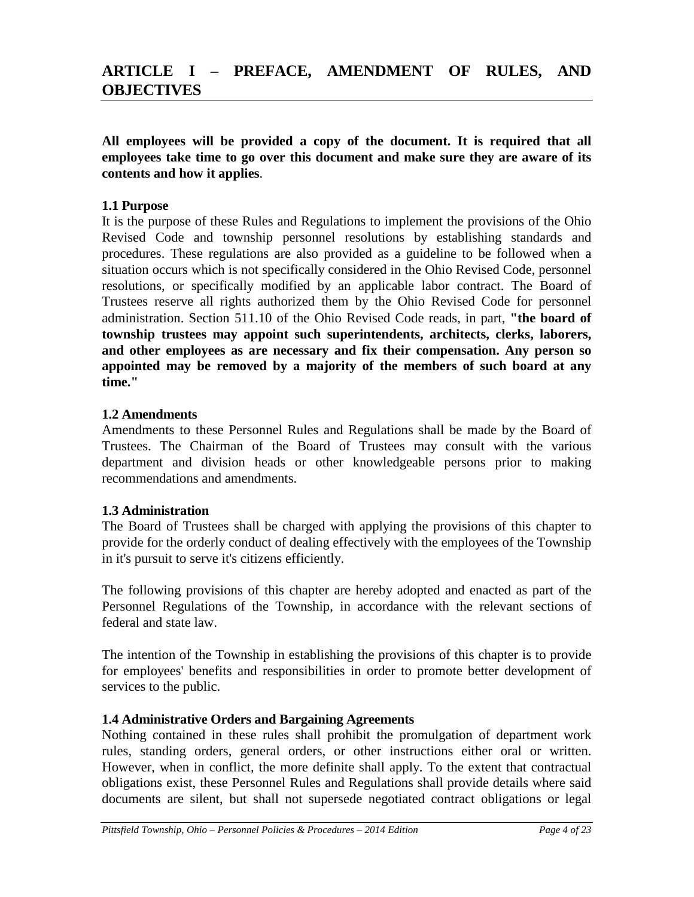# ARTICLE I – PREFACE, AMENDMENT OF RULES, AND OBJECTIVES

**All employees will be provided a copy of the document. It is required that all employees take time to go over this document and make sure they are aware of its contents and how it applies**.

### 1.1 Purpose

It is the purpose of these Rules and Regulations to implement the provisions of the Ohio Revised Code and township personnel resolutions by establishing standards and procedures. These regulations are also provided as a guideline to be followed when a situation occurs which is not specifically considered in the Ohio Revised Code, personnel resolutions, or specifically modified by an applicable labor contract. The Board of Trustees reserve all rights authorized them by the Ohio Revised Code for personnel administration. Section 511.10 of the Ohio Revised Code reads, in part, **"the board of township trustees may appoint such superintendents, architects, clerks, laborers, and other employees as are necessary and fix their compensation. Any person so appointed may be removed by a majority of the members of such board at any time."**

### 1.2 Amendments

Amendments to these Personnel Rules and Regulations shall be made by the Board of Trustees. The Chairman of the Board of Trustees may consult with the various department and division heads or other knowledgeable persons prior to making recommendations and amendments.

### 1.3 Administration

The Board of Trustees shall be charged with applying the provisions of this chapter to provide for the orderly conduct of dealing effectively with the employees of the Township in it's pursuit to serve it's citizens efficiently.

The following provisions of this chapter are hereby adopted and enacted as part of the Personnel Regulations of the Township, in accordance with the relevant sections of federal and state law.

The intention of the Township in establishing the provisions of this chapter is to provide for employees' benefits and responsibilities in order to promote better development of services to the public.

### 1.4 Administrative Orders and Bargaining Agreements

Nothing contained in these rules shall prohibit the promulgation of department work rules, standing orders, general orders, or other instructions either oral or written. However, when in conflict, the more definite shall apply. To the extent that contractual obligations exist, these Personnel Rules and Regulations shall provide details where said documents are silent, but shall not supersede negotiated contract obligations or legal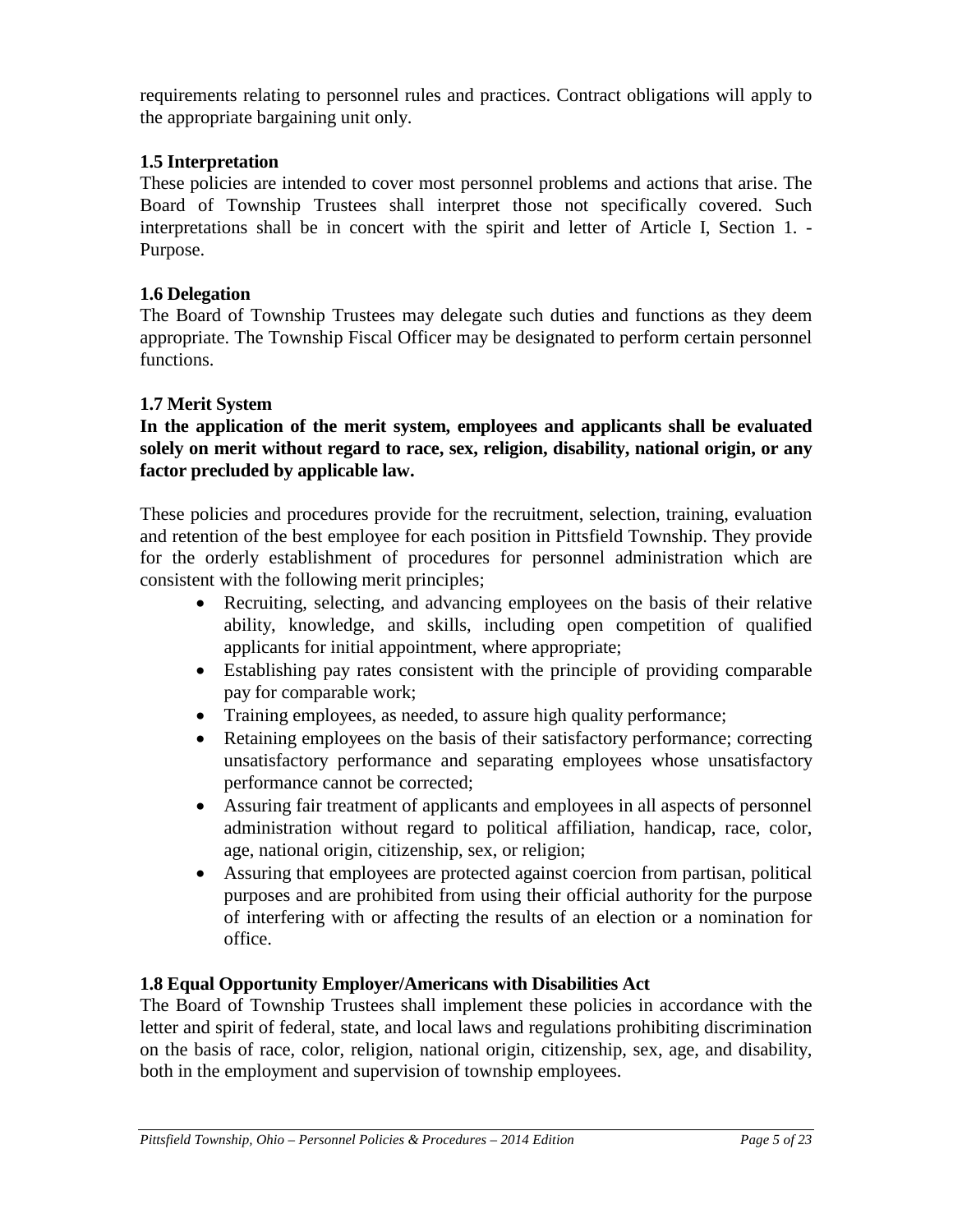requirements relating to personnel rules and practices. Contract obligations will apply to the appropriate bargaining unit only.

### 1.5 Interpretation

These policies are intended to cover most personnel problems and actions that arise. The Board of Township Trustees shall interpret those not specifically covered. Such interpretations shall be in concert with the spirit and letter of Article I, Section 1. - Purpose.

### 1.6 Delegation

The Board of Township Trustees may delegate such duties and functions as they deem appropriate. The Township Fiscal Officer may be designated to perform certain personnel functions.

### 1.7 Merit System

**In the application of the merit system, employees and applicants shall be evaluated solely on merit without regard to race, sex, religion, disability, national origin, or any factor precluded by applicable law.**

These policies and procedures provide for the recruitment, selection, training, evaluation and retention of the best employee for each position in Pittsfield Township. They provide for the orderly establishment of procedures for personnel administration which are consistent with the following merit principles;

- Recruiting, selecting, and advancing employees on the basis of their relative ability, knowledge, and skills, including open competition of qualified applicants for initial appointment, where appropriate;
- Establishing pay rates consistent with the principle of providing comparable pay for comparable work;
- Training employees, as needed, to assure high quality performance;
- Retaining employees on the basis of their satisfactory performance; correcting unsatisfactory performance and separating employees whose unsatisfactory performance cannot be corrected;
- Assuring fair treatment of applicants and employees in all aspects of personnel administration without regard to political affiliation, handicap, race, color, age, national origin, citizenship, sex, or religion;
- Assuring that employees are protected against coercion from partisan, political purposes and are prohibited from using their official authority for the purpose of interfering with or affecting the results of an election or a nomination for office.

### 1.8 Equal Opportunity Employer/Americans with Disabilities Act

The Board of Township Trustees shall implement these policies in accordance with the letter and spirit of federal, state, and local laws and regulations prohibiting discrimination on the basis of race, color, religion, national origin, citizenship, sex, age, and disability, both in the employment and supervision of township employees.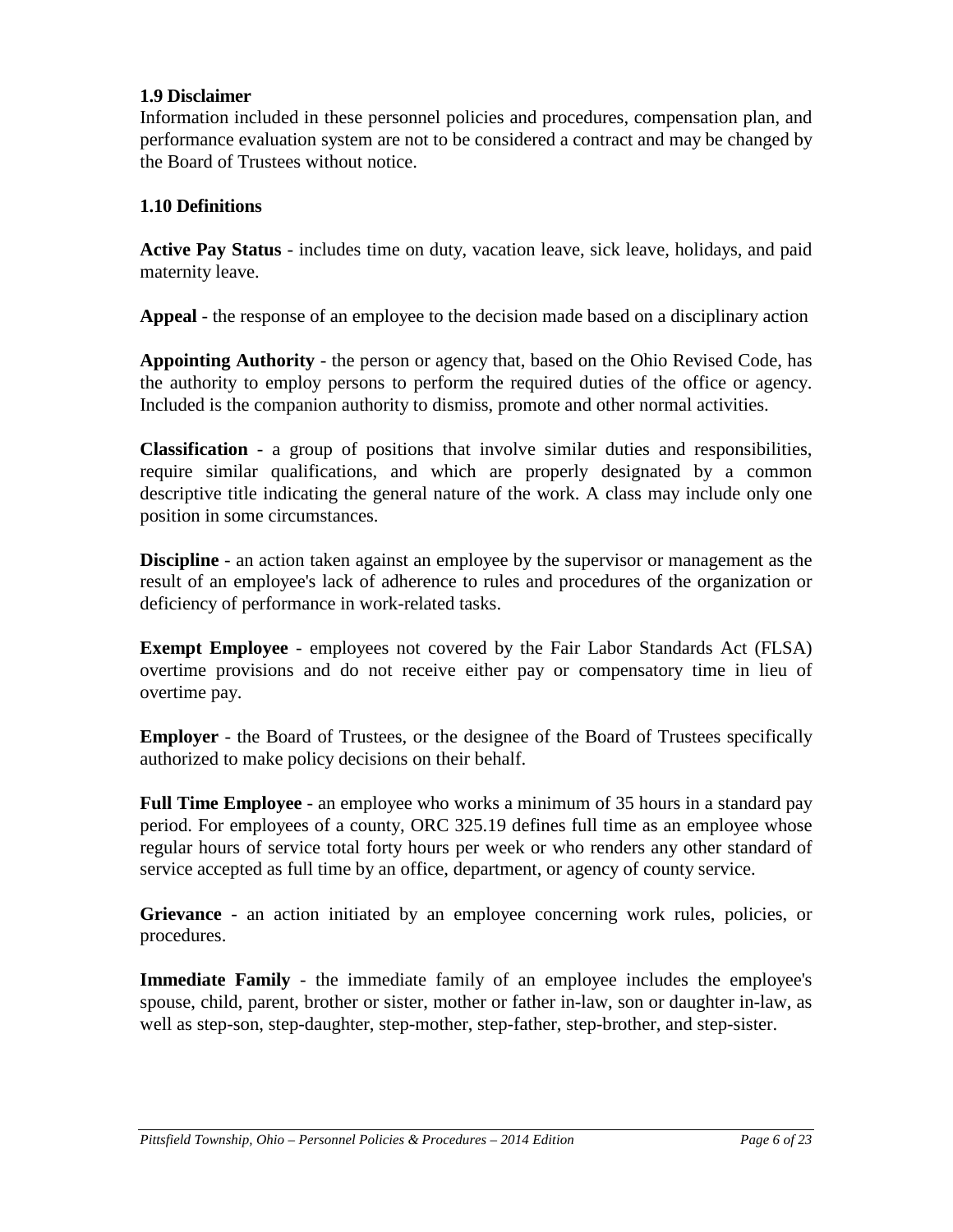### 1.9 Disclaimer

Information included in these personnel policies and procedures, compensation plan, and performance evaluation system are not to be considered a contract and may be changed by the Board of Trustees without notice.

### 1.10 Definitions

**Active Pay Status** - includes time on duty, vacation leave, sick leave, holidays, and paid maternity leave.

**Appeal** - the response of an employee to the decision made based on a disciplinary action

**Appointing Authority** - the person or agency that, based on the Ohio Revised Code, has the authority to employ persons to perform the required duties of the office or agency. Included is the companion authority to dismiss, promote and other normal activities.

**Classification** - a group of positions that involve similar duties and responsibilities, require similar qualifications, and which are properly designated by a common descriptive title indicating the general nature of the work. A class may include only one position in some circumstances.

**Discipline** - an action taken against an employee by the supervisor or management as the result of an employee's lack of adherence to rules and procedures of the organization or deficiency of performance in work-related tasks.

**Exempt Employee** - employees not covered by the Fair Labor Standards Act (FLSA) overtime provisions and do not receive either pay or compensatory time in lieu of overtime pay.

**Employer** - the Board of Trustees, or the designee of the Board of Trustees specifically authorized to make policy decisions on their behalf.

**Full Time Employee** - an employee who works a minimum of 35 hours in a standard pay period. For employees of a county, ORC 325.19 defines full time as an employee whose regular hours of service total forty hours per week or who renders any other standard of service accepted as full time by an office, department, or agency of county service.

**Grievance** - an action initiated by an employee concerning work rules, policies, or procedures.

**Immediate Family** - the immediate family of an employee includes the employee's spouse, child, parent, brother or sister, mother or father in-law, son or daughter in-law, as well as step-son, step-daughter, step-mother, step-father, step-brother, and step-sister.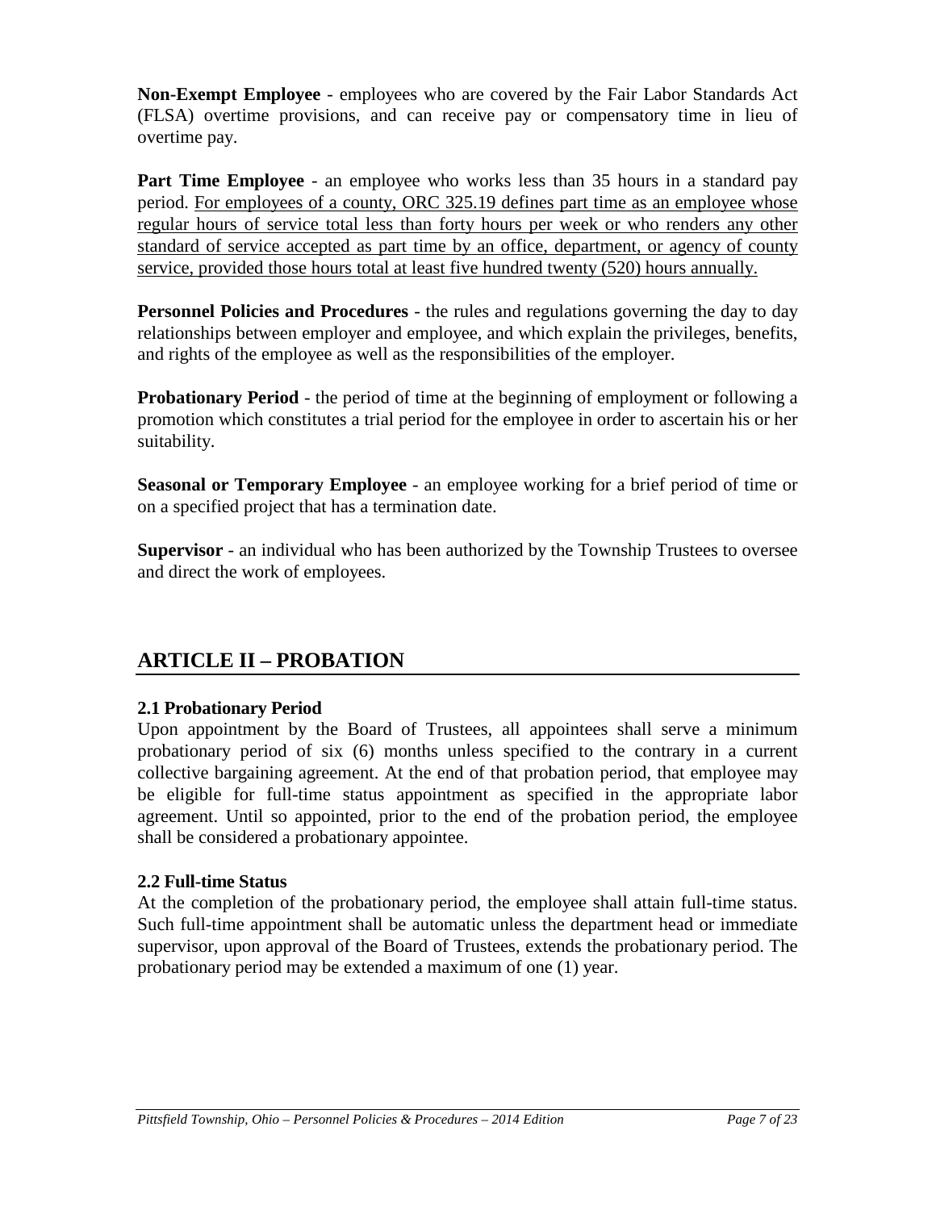**Non-Exempt Employee** - employees who are covered by the Fair Labor Standards Act (FLSA) overtime provisions, and can receive pay or compensatory time in lieu of overtime pay.

**Part Time Employee** - an employee who works less than 35 hours in a standard pay period. <u>For employees of a county, ORC 325.19 defines part time as an employee whose regular hours of service total less than forty hours per week or who renders any other standard of service accepted as part time by an office, department, or agency of county service, provided those hours total at least five hundred twenty (520) hours annually.</u>

**Personnel Policies and Procedures** - the rules and regulations governing the day to day relationships between employer and employee, and which explain the privileges, benefits, and rights of the employee as well as the responsibilities of the employer.

**Probationary Period** - the period of time at the beginning of employment or following a promotion which constitutes a trial period for the employee in order to ascertain his or her suitability.

**Seasonal or Temporary Employee** - an employee working for a brief period of time or on a specified project that has a termination date.

**Supervisor** - an individual who has been authorized by the Township Trustees to oversee and direct the work of employees.

## ARTICLE II – PROBATION

### 2.1 Probationary Period

Upon appointment by the Board of Trustees, all appointees shall serve a minimum probationary period of six (6) months unless specified to the contrary in a current collective bargaining agreement. At the end of that probation period, that employee may be eligible for full-time status appointment as specified in the appropriate labor agreement. Until so appointed, prior to the end of the probation period, the employee shall be considered a probationary appointee.

### 2.2 Full-time Status

At the completion of the probationary period, the employee shall attain full-time status. Such full-time appointment shall be automatic unless the department head or immediate supervisor, upon approval of the Board of Trustees, extends the probationary period. The probationary period may be extended a maximum of one (1) year.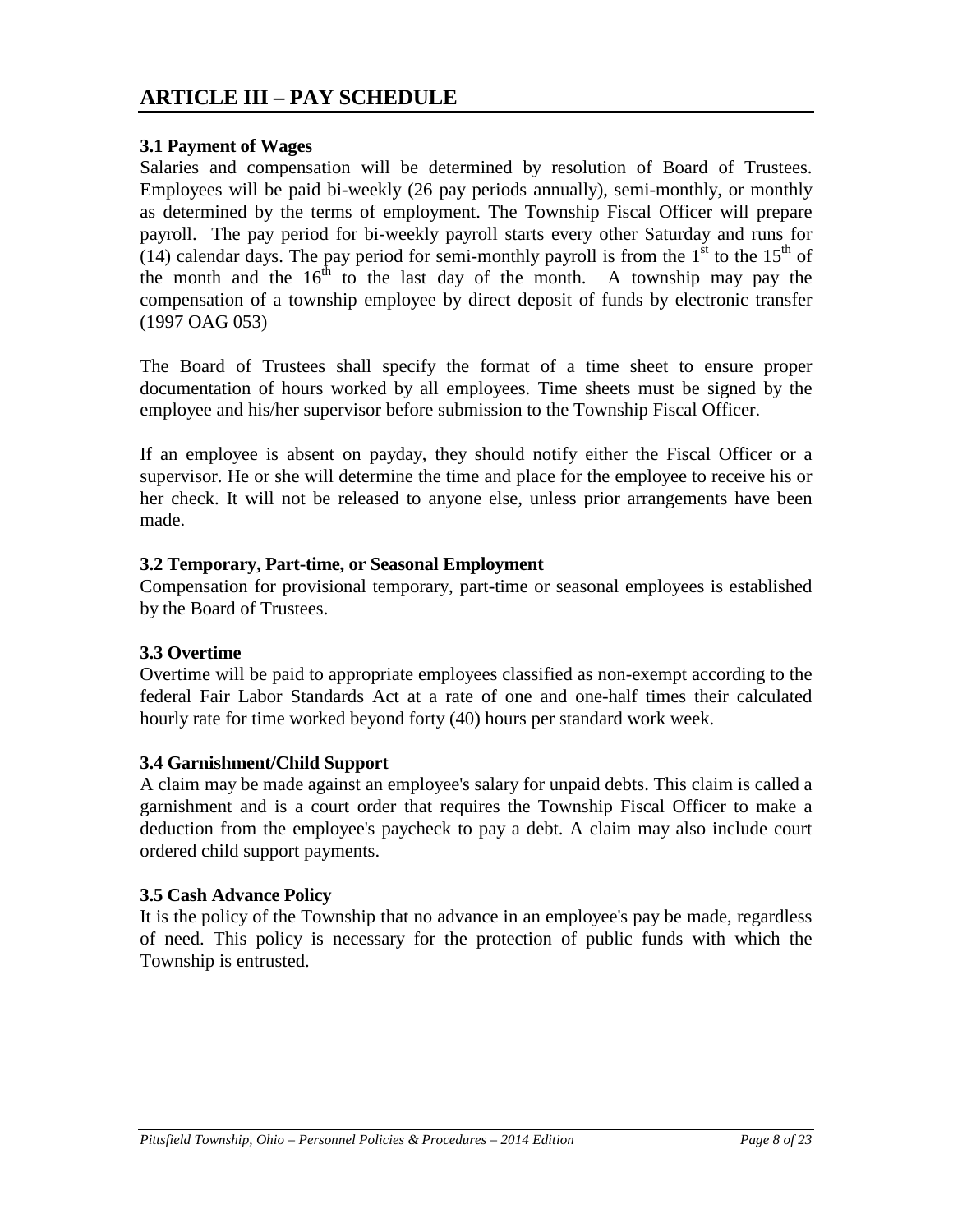## ARTICLE III – PAY SCHEDULE

### 3.1 Payment of Wages

Salaries and compensation will be determined by resolution of Board of Trustees. Employees will be paid bi-weekly (26 pay periods annually), semi-monthly, or monthly as determined by the terms of employment. The Township Fiscal Officer will prepare payroll. The pay period for bi-weekly payroll starts every other Saturday and runs for (14) calendar days. The pay period for semi-monthly payroll is from the 1st to the 15th of the month and the 16th to the last day of the month. A township may pay the compensation of a township employee by direct deposit of funds by electronic transfer (1997 OAG 053)

The Board of Trustees shall specify the format of a time sheet to ensure proper documentation of hours worked by all employees. Time sheets must be signed by the employee and his/her supervisor before submission to the Township Fiscal Officer.

If an employee is absent on payday, they should notify either the Fiscal Officer or a supervisor. He or she will determine the time and place for the employee to receive his or her check. It will not be released to anyone else, unless prior arrangements have been made.

### 3.2 Temporary, Part-time, or Seasonal Employment

Compensation for provisional temporary, part-time or seasonal employees is established by the Board of Trustees.

### 3.3 Overtime

Overtime will be paid to appropriate employees classified as non-exempt according to the federal Fair Labor Standards Act at a rate of one and one-half times their calculated hourly rate for time worked beyond forty (40) hours per standard work week.

### 3.4 Garnishment/Child Support

A claim may be made against an employee's salary for unpaid debts. This claim is called a garnishment and is a court order that requires the Township Fiscal Officer to make a deduction from the employee's paycheck to pay a debt. A claim may also include court ordered child support payments.

### 3.5 Cash Advance Policy

It is the policy of the Township that no advance in an employee's pay be made, regardless of need. This policy is necessary for the protection of public funds with which the Township is entrusted.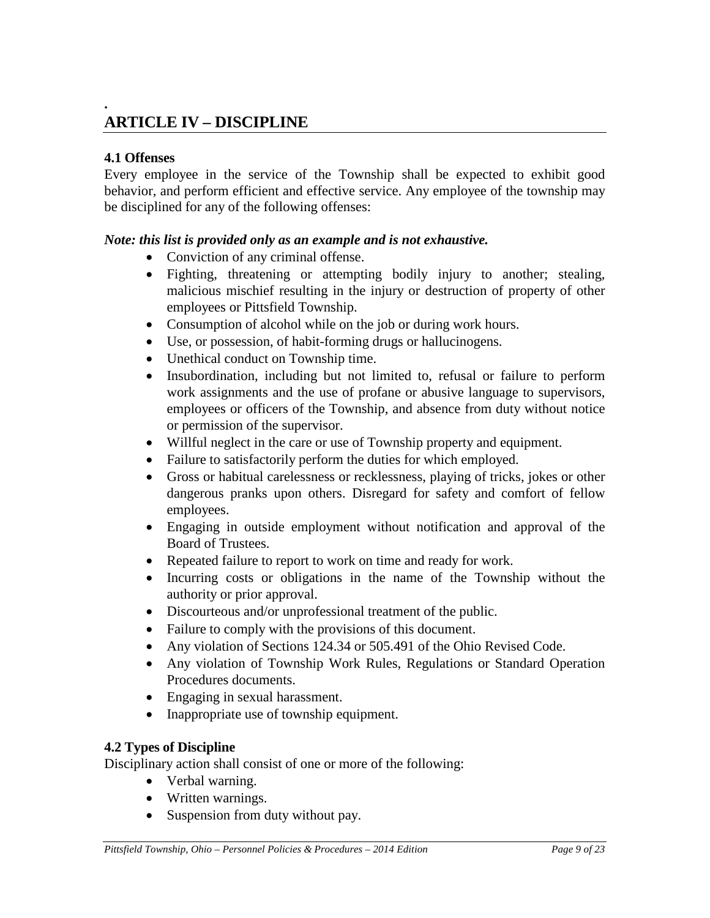.

# ARTICLE IV – DISCIPLINE

### 4.1 Offenses

Every employee in the service of the Township shall be expected to exhibit good behavior, and perform efficient and effective service. Any employee of the township may be disciplined for any of the following offenses:

***Note: this list is provided only as an example and is not exhaustive.***

- Conviction of any criminal offense.
- Fighting, threatening or attempting bodily injury to another; stealing, malicious mischief resulting in the injury or destruction of property of other employees or Pittsfield Township.
- Consumption of alcohol while on the job or during work hours.
- Use, or possession, of habit-forming drugs or hallucinogens.
- Unethical conduct on Township time.
- Insubordination, including but not limited to, refusal or failure to perform work assignments and the use of profane or abusive language to supervisors, employees or officers of the Township, and absence from duty without notice or permission of the supervisor.
- Willful neglect in the care or use of Township property and equipment.
- Failure to satisfactorily perform the duties for which employed.
- Gross or habitual carelessness or recklessness, playing of tricks, jokes or other dangerous pranks upon others. Disregard for safety and comfort of fellow employees.
- Engaging in outside employment without notification and approval of the Board of Trustees.
- Repeated failure to report to work on time and ready for work.
- Incurring costs or obligations in the name of the Township without the authority or prior approval.
- Discourteous and/or unprofessional treatment of the public.
- Failure to comply with the provisions of this document.
- Any violation of Sections 124.34 or 505.491 of the Ohio Revised Code.
- Any violation of Township Work Rules, Regulations or Standard Operation Procedures documents.
- Engaging in sexual harassment.
- Inappropriate use of township equipment.

### 4.2 Types of Discipline

Disciplinary action shall consist of one or more of the following:

- Verbal warning.
- Written warnings.
- Suspension from duty without pay.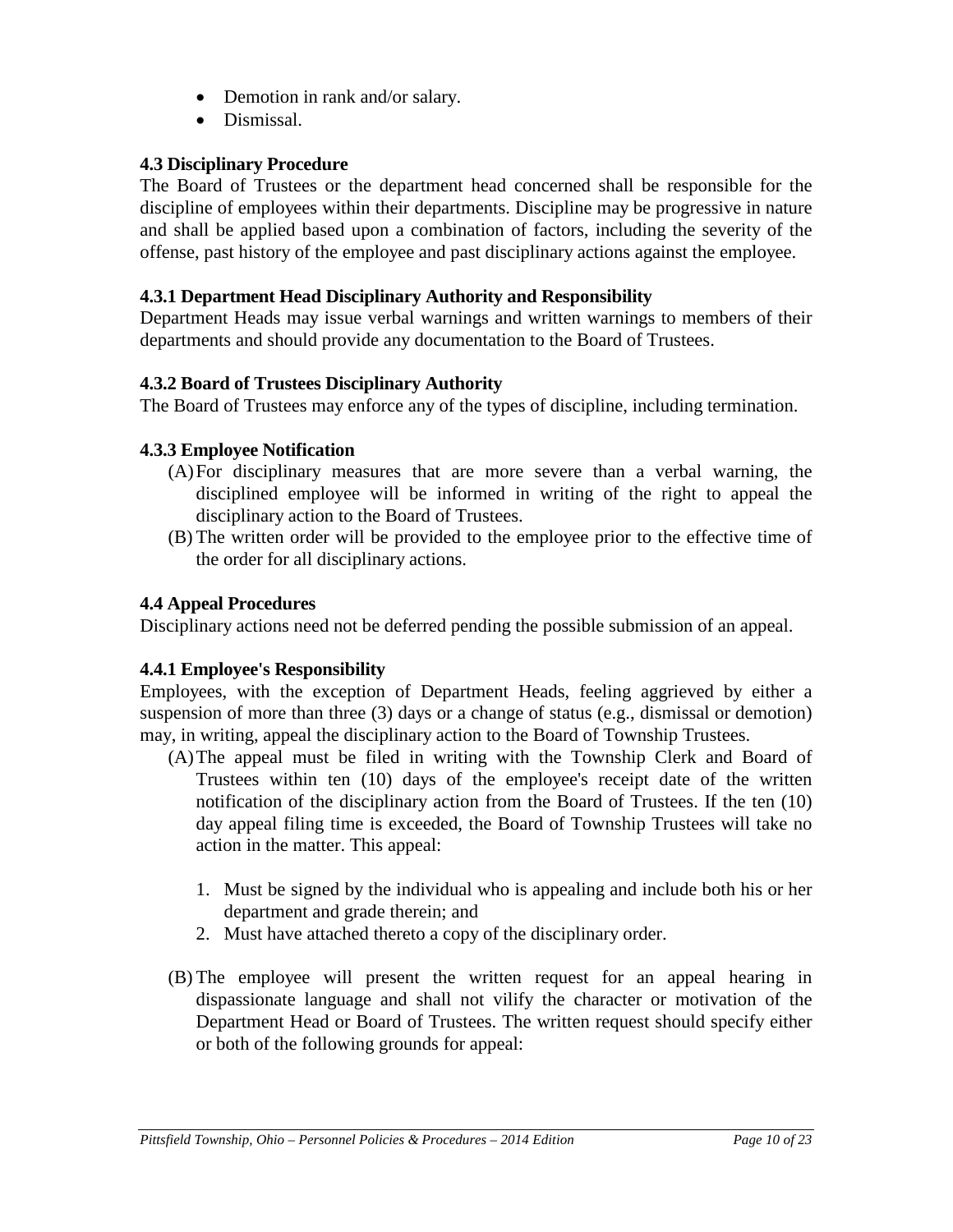- Demotion in rank and/or salary.
- Dismissal.

### 4.3 Disciplinary Procedure

The Board of Trustees or the department head concerned shall be responsible for the discipline of employees within their departments. Discipline may be progressive in nature and shall be applied based upon a combination of factors, including the severity of the offense, past history of the employee and past disciplinary actions against the employee.

#### 4.3.1 Department Head Disciplinary Authority and Responsibility

Department Heads may issue verbal warnings and written warnings to members of their departments and should provide any documentation to the Board of Trustees.

#### 4.3.2 Board of Trustees Disciplinary Authority

The Board of Trustees may enforce any of the types of discipline, including termination.

#### 4.3.3 Employee Notification

(A) For disciplinary measures that are more severe than a verbal warning, the disciplined employee will be informed in writing of the right to appeal the disciplinary action to the Board of Trustees.

(B) The written order will be provided to the employee prior to the effective time of the order for all disciplinary actions.

### 4.4 Appeal Procedures

Disciplinary actions need not be deferred pending the possible submission of an appeal.

#### 4.4.1 Employee's Responsibility

Employees, with the exception of Department Heads, feeling aggrieved by either a suspension of more than three (3) days or a change of status (e.g., dismissal or demotion) may, in writing, appeal the disciplinary action to the Board of Township Trustees.

(A) The appeal must be filed in writing with the Township Clerk and Board of Trustees within ten (10) days of the employee's receipt date of the written notification of the disciplinary action from the Board of Trustees. If the ten (10) day appeal filing time is exceeded, the Board of Township Trustees will take no action in the matter. This appeal:

1. Must be signed by the individual who is appealing and include both his or her department and grade therein; and
2. Must have attached thereto a copy of the disciplinary order.

(B) The employee will present the written request for an appeal hearing in dispassionate language and shall not vilify the character or motivation of the Department Head or Board of Trustees. The written request should specify either or both of the following grounds for appeal: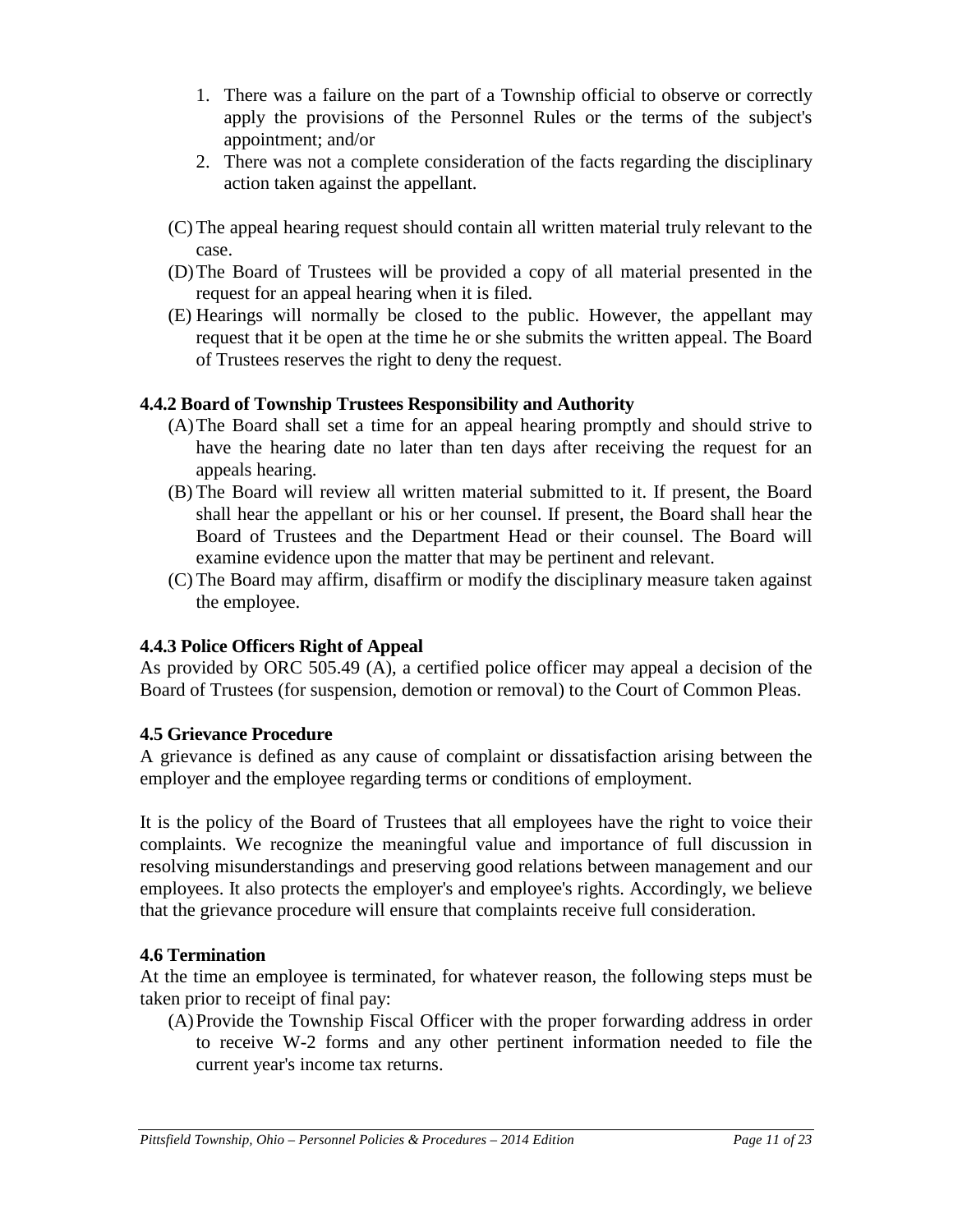1. There was a failure on the part of a Township official to observe or correctly apply the provisions of the Personnel Rules or the terms of the subject's appointment; and/or
2. There was not a complete consideration of the facts regarding the disciplinary action taken against the appellant.

(C) The appeal hearing request should contain all written material truly relevant to the case.

(D) The Board of Trustees will be provided a copy of all material presented in the request for an appeal hearing when it is filed.

(E) Hearings will normally be closed to the public. However, the appellant may request that it be open at the time he or she submits the written appeal. The Board of Trustees reserves the right to deny the request.

#### 4.4.2 Board of Township Trustees Responsibility and Authority

(A) The Board shall set a time for an appeal hearing promptly and should strive to have the hearing date no later than ten days after receiving the request for an appeals hearing.

(B) The Board will review all written material submitted to it. If present, the Board shall hear the appellant or his or her counsel. If present, the Board shall hear the Board of Trustees and the Department Head or their counsel. The Board will examine evidence upon the matter that may be pertinent and relevant.

(C) The Board may affirm, disaffirm or modify the disciplinary measure taken against the employee.

#### 4.4.3 Police Officers Right of Appeal

As provided by ORC 505.49 (A), a certified police officer may appeal a decision of the Board of Trustees (for suspension, demotion or removal) to the Court of Common Pleas.

### 4.5 Grievance Procedure

A grievance is defined as any cause of complaint or dissatisfaction arising between the employer and the employee regarding terms or conditions of employment.

It is the policy of the Board of Trustees that all employees have the right to voice their complaints. We recognize the meaningful value and importance of full discussion in resolving misunderstandings and preserving good relations between management and our employees. It also protects the employer's and employee's rights. Accordingly, we believe that the grievance procedure will ensure that complaints receive full consideration.

### 4.6 Termination

At the time an employee is terminated, for whatever reason, the following steps must be taken prior to receipt of final pay:

(A) Provide the Township Fiscal Officer with the proper forwarding address in order to receive W-2 forms and any other pertinent information needed to file the current year's income tax returns.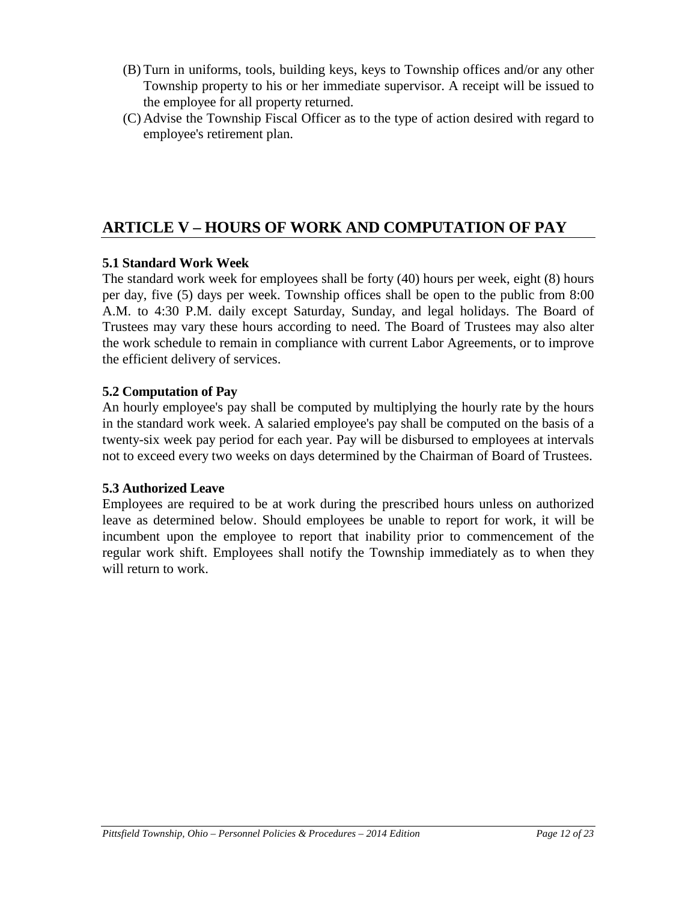(B) Turn in uniforms, tools, building keys, keys to Township offices and/or any other Township property to his or her immediate supervisor. A receipt will be issued to the employee for all property returned.

(C) Advise the Township Fiscal Officer as to the type of action desired with regard to employee's retirement plan.

## ARTICLE V – HOURS OF WORK AND COMPUTATION OF PAY

### 5.1 Standard Work Week

The standard work week for employees shall be forty (40) hours per week, eight (8) hours per day, five (5) days per week. Township offices shall be open to the public from 8:00 A.M. to 4:30 P.M. daily except Saturday, Sunday, and legal holidays. The Board of Trustees may vary these hours according to need. The Board of Trustees may also alter the work schedule to remain in compliance with current Labor Agreements, or to improve the efficient delivery of services.

### 5.2 Computation of Pay

An hourly employee's pay shall be computed by multiplying the hourly rate by the hours in the standard work week. A salaried employee's pay shall be computed on the basis of a twenty-six week pay period for each year. Pay will be disbursed to employees at intervals not to exceed every two weeks on days determined by the Chairman of Board of Trustees.

### 5.3 Authorized Leave

Employees are required to be at work during the prescribed hours unless on authorized leave as determined below. Should employees be unable to report for work, it will be incumbent upon the employee to report that inability prior to commencement of the regular work shift. Employees shall notify the Township immediately as to when they will return to work.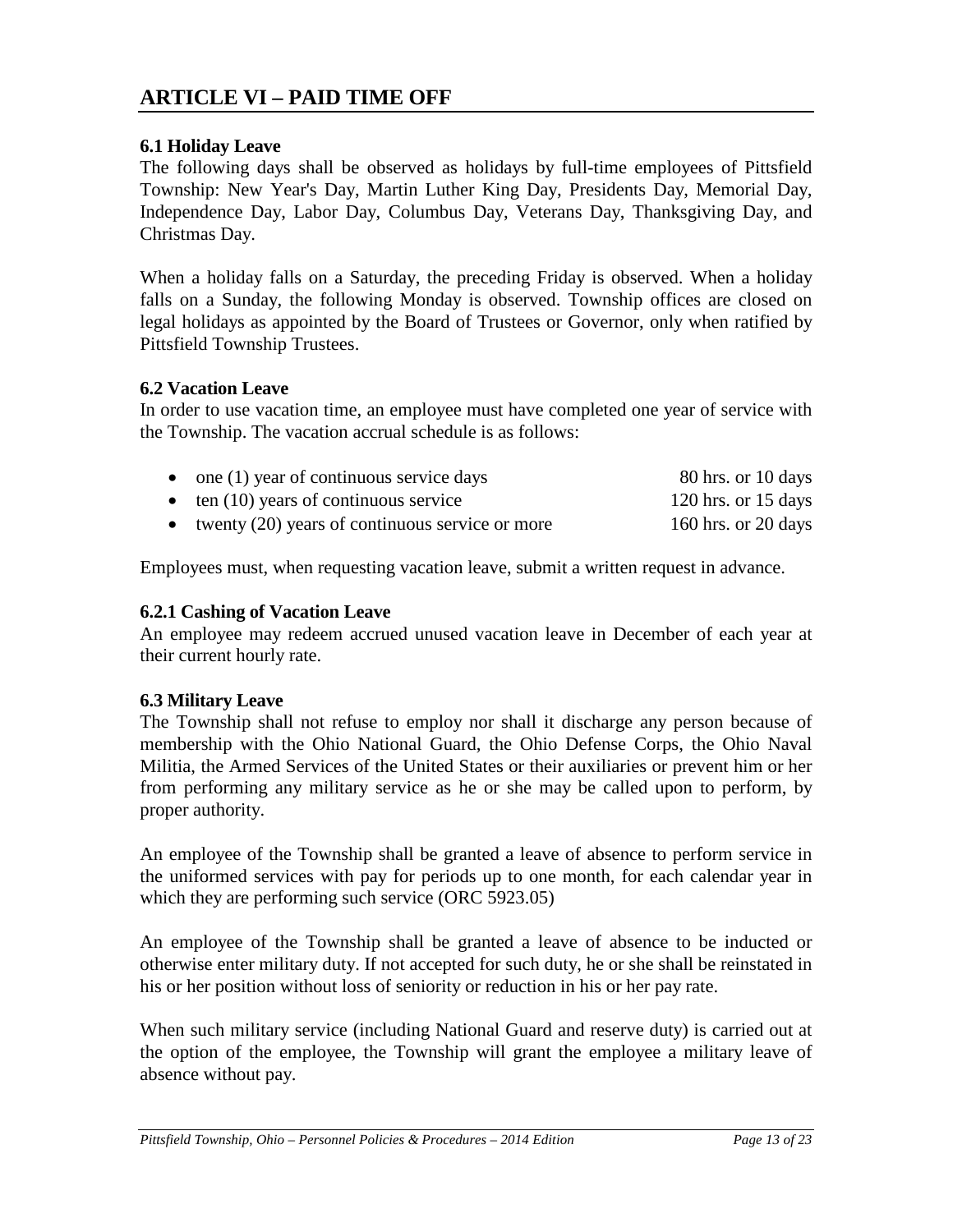## ARTICLE VI – PAID TIME OFF

### 6.1 Holiday Leave

The following days shall be observed as holidays by full-time employees of Pittsfield Township: New Year's Day, Martin Luther King Day, Presidents Day, Memorial Day, Independence Day, Labor Day, Columbus Day, Veterans Day, Thanksgiving Day, and Christmas Day.

When a holiday falls on a Saturday, the preceding Friday is observed. When a holiday falls on a Sunday, the following Monday is observed. Township offices are closed on legal holidays as appointed by the Board of Trustees or Governor, only when ratified by Pittsfield Township Trustees.

### 6.2 Vacation Leave

In order to use vacation time, an employee must have completed one year of service with the Township. The vacation accrual schedule is as follows:

- one (1) year of continuous service days — 80 hrs. or 10 days
- ten (10) years of continuous service — 120 hrs. or 15 days
- twenty (20) years of continuous service or more — 160 hrs. or 20 days

Employees must, when requesting vacation leave, submit a written request in advance.

### 6.2.1 Cashing of Vacation Leave

An employee may redeem accrued unused vacation leave in December of each year at their current hourly rate.

### 6.3 Military Leave

The Township shall not refuse to employ nor shall it discharge any person because of membership with the Ohio National Guard, the Ohio Defense Corps, the Ohio Naval Militia, the Armed Services of the United States or their auxiliaries or prevent him or her from performing any military service as he or she may be called upon to perform, by proper authority.

An employee of the Township shall be granted a leave of absence to perform service in the uniformed services with pay for periods up to one month, for each calendar year in which they are performing such service (ORC 5923.05)

An employee of the Township shall be granted a leave of absence to be inducted or otherwise enter military duty. If not accepted for such duty, he or she shall be reinstated in his or her position without loss of seniority or reduction in his or her pay rate.

When such military service (including National Guard and reserve duty) is carried out at the option of the employee, the Township will grant the employee a military leave of absence without pay.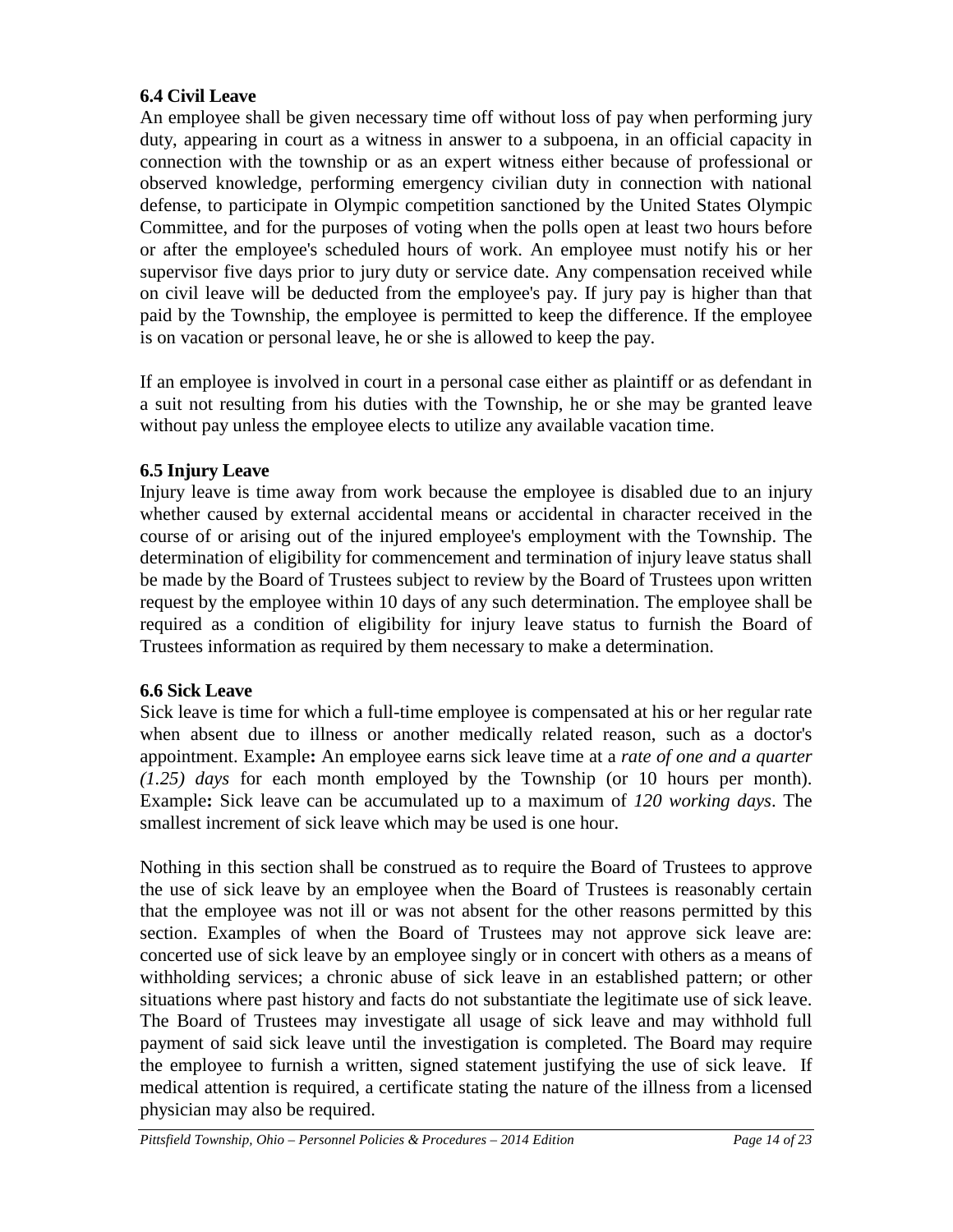### 6.4 Civil Leave

An employee shall be given necessary time off without loss of pay when performing jury duty, appearing in court as a witness in answer to a subpoena, in an official capacity in connection with the township or as an expert witness either because of professional or observed knowledge, performing emergency civilian duty in connection with national defense, to participate in Olympic competition sanctioned by the United States Olympic Committee, and for the purposes of voting when the polls open at least two hours before or after the employee's scheduled hours of work. An employee must notify his or her supervisor five days prior to jury duty or service date. Any compensation received while on civil leave will be deducted from the employee's pay. If jury pay is higher than that paid by the Township, the employee is permitted to keep the difference. If the employee is on vacation or personal leave, he or she is allowed to keep the pay.

If an employee is involved in court in a personal case either as plaintiff or as defendant in a suit not resulting from his duties with the Township, he or she may be granted leave without pay unless the employee elects to utilize any available vacation time.

### 6.5 Injury Leave

Injury leave is time away from work because the employee is disabled due to an injury whether caused by external accidental means or accidental in character received in the course of or arising out of the injured employee's employment with the Township. The determination of eligibility for commencement and termination of injury leave status shall be made by the Board of Trustees subject to review by the Board of Trustees upon written request by the employee within 10 days of any such determination. The employee shall be required as a condition of eligibility for injury leave status to furnish the Board of Trustees information as required by them necessary to make a determination.

### 6.6 Sick Leave

Sick leave is time for which a full-time employee is compensated at his or her regular rate when absent due to illness or another medically related reason, such as a doctor's appointment. Example**:** An employee earns sick leave time at a *rate of one and a quarter (1.25) days* for each month employed by the Township (or 10 hours per month). Example**:** Sick leave can be accumulated up to a maximum of *120 working days*. The smallest increment of sick leave which may be used is one hour.

Nothing in this section shall be construed as to require the Board of Trustees to approve the use of sick leave by an employee when the Board of Trustees is reasonably certain that the employee was not ill or was not absent for the other reasons permitted by this section. Examples of when the Board of Trustees may not approve sick leave are: concerted use of sick leave by an employee singly or in concert with others as a means of withholding services; a chronic abuse of sick leave in an established pattern; or other situations where past history and facts do not substantiate the legitimate use of sick leave. The Board of Trustees may investigate all usage of sick leave and may withhold full payment of said sick leave until the investigation is completed. The Board may require the employee to furnish a written, signed statement justifying the use of sick leave. If medical attention is required, a certificate stating the nature of the illness from a licensed physician may also be required.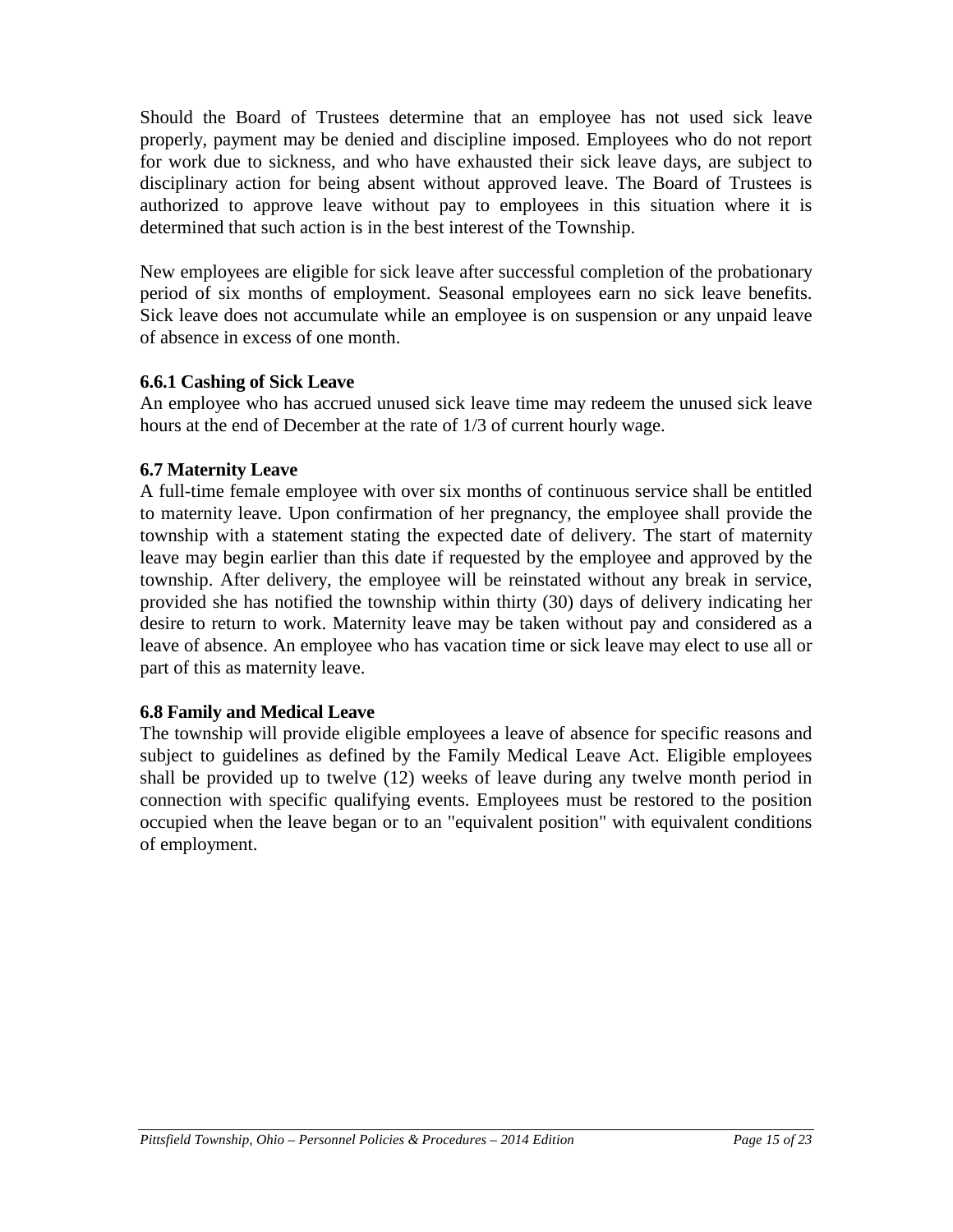Should the Board of Trustees determine that an employee has not used sick leave properly, payment may be denied and discipline imposed. Employees who do not report for work due to sickness, and who have exhausted their sick leave days, are subject to disciplinary action for being absent without approved leave. The Board of Trustees is authorized to approve leave without pay to employees in this situation where it is determined that such action is in the best interest of the Township.

New employees are eligible for sick leave after successful completion of the probationary period of six months of employment. Seasonal employees earn no sick leave benefits. Sick leave does not accumulate while an employee is on suspension or any unpaid leave of absence in excess of one month.

### 6.6.1 Cashing of Sick Leave

An employee who has accrued unused sick leave time may redeem the unused sick leave hours at the end of December at the rate of 1/3 of current hourly wage.

### 6.7 Maternity Leave

A full-time female employee with over six months of continuous service shall be entitled to maternity leave. Upon confirmation of her pregnancy, the employee shall provide the township with a statement stating the expected date of delivery. The start of maternity leave may begin earlier than this date if requested by the employee and approved by the township. After delivery, the employee will be reinstated without any break in service, provided she has notified the township within thirty (30) days of delivery indicating her desire to return to work. Maternity leave may be taken without pay and considered as a leave of absence. An employee who has vacation time or sick leave may elect to use all or part of this as maternity leave.

### 6.8 Family and Medical Leave

The township will provide eligible employees a leave of absence for specific reasons and subject to guidelines as defined by the Family Medical Leave Act. Eligible employees shall be provided up to twelve (12) weeks of leave during any twelve month period in connection with specific qualifying events. Employees must be restored to the position occupied when the leave began or to an "equivalent position" with equivalent conditions of employment.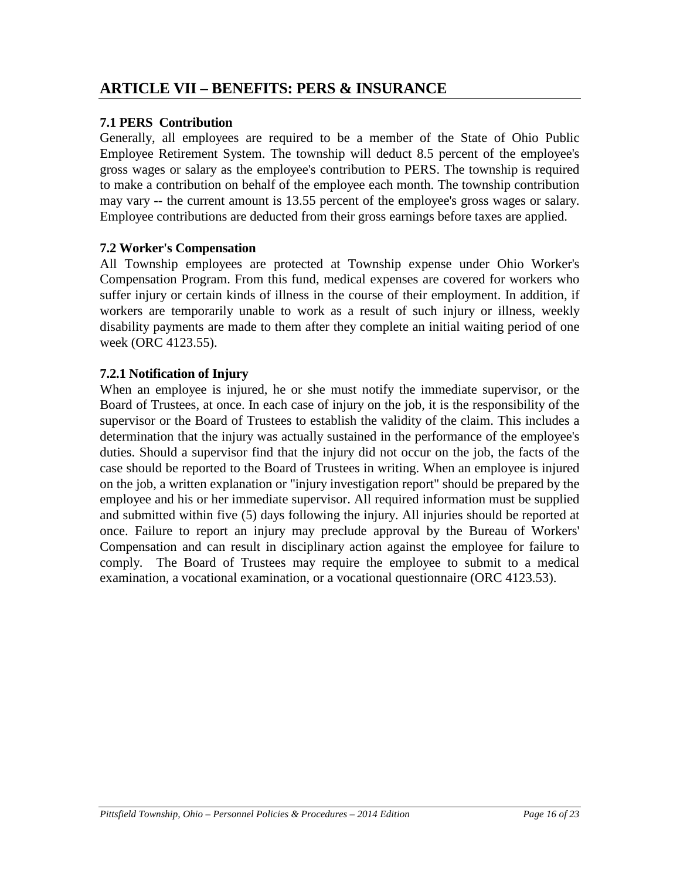## ARTICLE VII – BENEFITS: PERS & INSURANCE

### 7.1 PERS Contribution

Generally, all employees are required to be a member of the State of Ohio Public Employee Retirement System. The township will deduct 8.5 percent of the employee's gross wages or salary as the employee's contribution to PERS. The township is required to make a contribution on behalf of the employee each month. The township contribution may vary -- the current amount is 13.55 percent of the employee's gross wages or salary. Employee contributions are deducted from their gross earnings before taxes are applied.

### 7.2 Worker's Compensation

All Township employees are protected at Township expense under Ohio Worker's Compensation Program. From this fund, medical expenses are covered for workers who suffer injury or certain kinds of illness in the course of their employment. In addition, if workers are temporarily unable to work as a result of such injury or illness, weekly disability payments are made to them after they complete an initial waiting period of one week (ORC 4123.55).

### 7.2.1 Notification of Injury

When an employee is injured, he or she must notify the immediate supervisor, or the Board of Trustees, at once. In each case of injury on the job, it is the responsibility of the supervisor or the Board of Trustees to establish the validity of the claim. This includes a determination that the injury was actually sustained in the performance of the employee's duties. Should a supervisor find that the injury did not occur on the job, the facts of the case should be reported to the Board of Trustees in writing. When an employee is injured on the job, a written explanation or "injury investigation report" should be prepared by the employee and his or her immediate supervisor. All required information must be supplied and submitted within five (5) days following the injury. All injuries should be reported at once. Failure to report an injury may preclude approval by the Bureau of Workers' Compensation and can result in disciplinary action against the employee for failure to comply. The Board of Trustees may require the employee to submit to a medical examination, a vocational examination, or a vocational questionnaire (ORC 4123.53).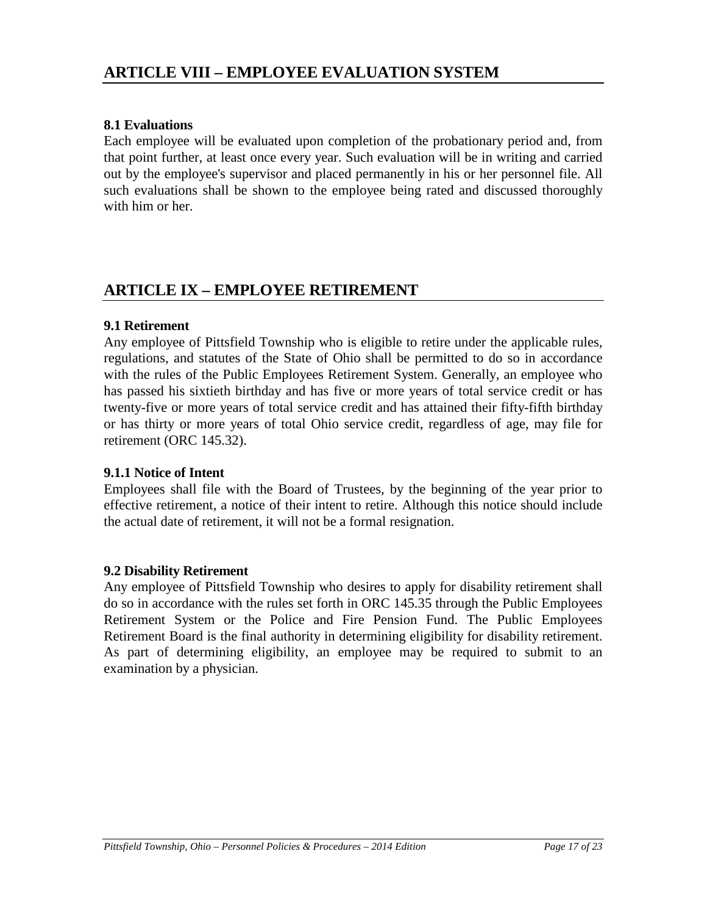## ARTICLE VIII – EMPLOYEE EVALUATION SYSTEM

### 8.1 Evaluations

Each employee will be evaluated upon completion of the probationary period and, from that point further, at least once every year. Such evaluation will be in writing and carried out by the employee's supervisor and placed permanently in his or her personnel file. All such evaluations shall be shown to the employee being rated and discussed thoroughly with him or her.

## ARTICLE IX – EMPLOYEE RETIREMENT

### 9.1 Retirement

Any employee of Pittsfield Township who is eligible to retire under the applicable rules, regulations, and statutes of the State of Ohio shall be permitted to do so in accordance with the rules of the Public Employees Retirement System. Generally, an employee who has passed his sixtieth birthday and has five or more years of total service credit or has twenty-five or more years of total service credit and has attained their fifty-fifth birthday or has thirty or more years of total Ohio service credit, regardless of age, may file for retirement (ORC 145.32).

#### 9.1.1 Notice of Intent

Employees shall file with the Board of Trustees, by the beginning of the year prior to effective retirement, a notice of their intent to retire. Although this notice should include the actual date of retirement, it will not be a formal resignation.

### 9.2 Disability Retirement

Any employee of Pittsfield Township who desires to apply for disability retirement shall do so in accordance with the rules set forth in ORC 145.35 through the Public Employees Retirement System or the Police and Fire Pension Fund. The Public Employees Retirement Board is the final authority in determining eligibility for disability retirement. As part of determining eligibility, an employee may be required to submit to an examination by a physician.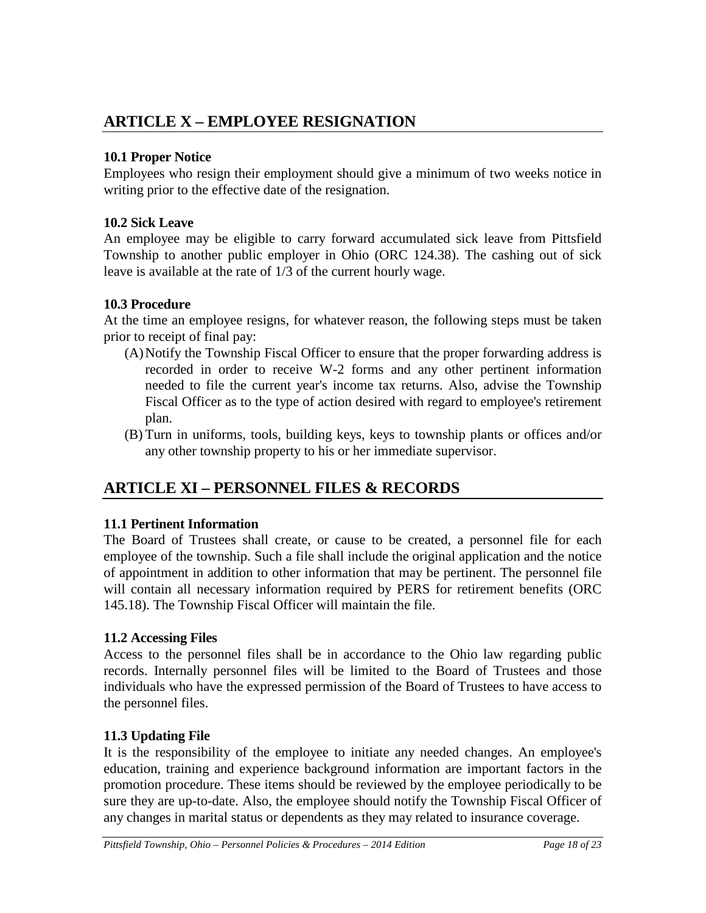## ARTICLE X – EMPLOYEE RESIGNATION

### 10.1 Proper Notice

Employees who resign their employment should give a minimum of two weeks notice in writing prior to the effective date of the resignation.

### 10.2 Sick Leave

An employee may be eligible to carry forward accumulated sick leave from Pittsfield Township to another public employer in Ohio (ORC 124.38). The cashing out of sick leave is available at the rate of 1/3 of the current hourly wage.

### 10.3 Procedure

At the time an employee resigns, for whatever reason, the following steps must be taken prior to receipt of final pay:

(A) Notify the Township Fiscal Officer to ensure that the proper forwarding address is recorded in order to receive W-2 forms and any other pertinent information needed to file the current year's income tax returns. Also, advise the Township Fiscal Officer as to the type of action desired with regard to employee's retirement plan.

(B) Turn in uniforms, tools, building keys, keys to township plants or offices and/or any other township property to his or her immediate supervisor.

## ARTICLE XI – PERSONNEL FILES & RECORDS

### 11.1 Pertinent Information

The Board of Trustees shall create, or cause to be created, a personnel file for each employee of the township. Such a file shall include the original application and the notice of appointment in addition to other information that may be pertinent. The personnel file will contain all necessary information required by PERS for retirement benefits (ORC 145.18). The Township Fiscal Officer will maintain the file.

### 11.2 Accessing Files

Access to the personnel files shall be in accordance to the Ohio law regarding public records. Internally personnel files will be limited to the Board of Trustees and those individuals who have the expressed permission of the Board of Trustees to have access to the personnel files.

### 11.3 Updating File

It is the responsibility of the employee to initiate any needed changes. An employee's education, training and experience background information are important factors in the promotion procedure. These items should be reviewed by the employee periodically to be sure they are up-to-date. Also, the employee should notify the Township Fiscal Officer of any changes in marital status or dependents as they may related to insurance coverage.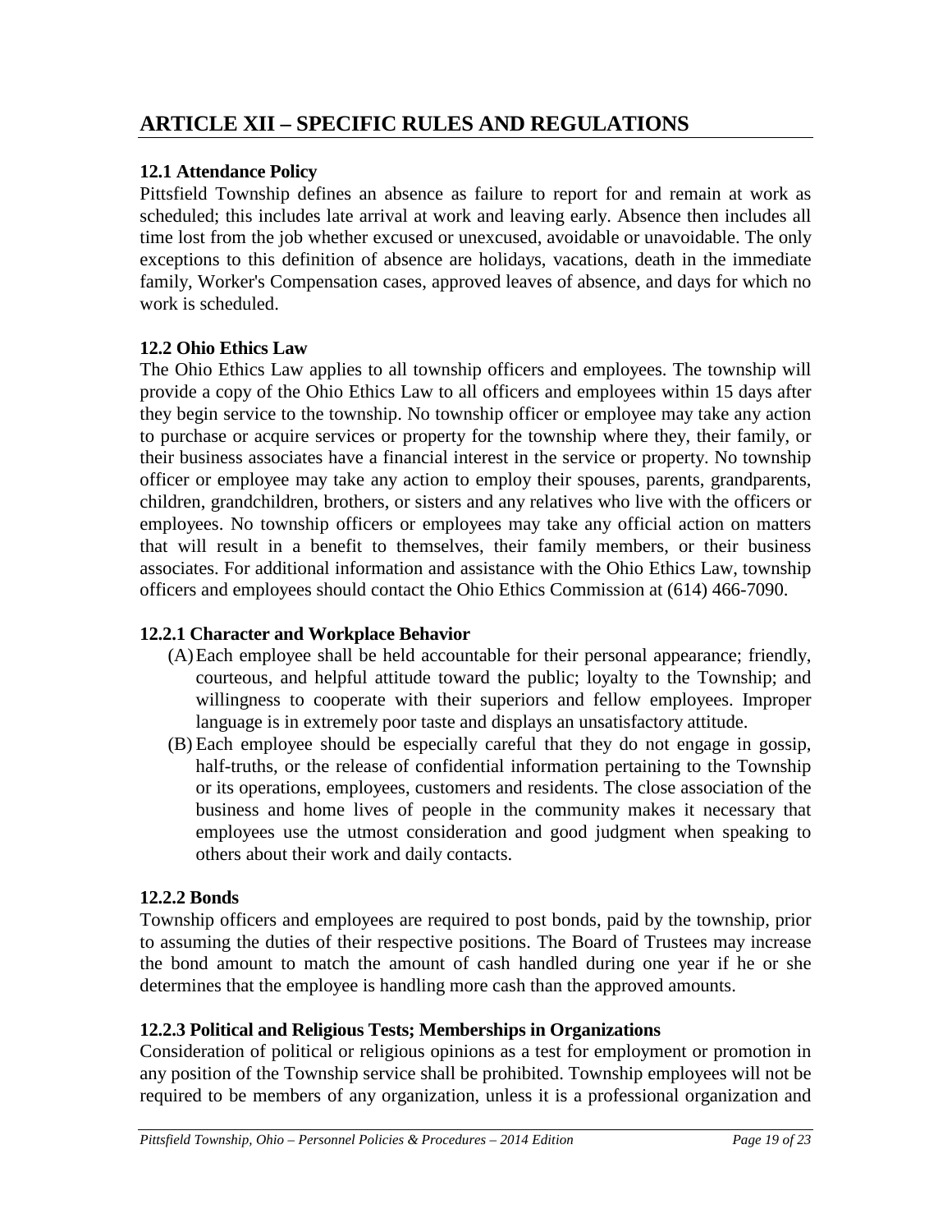## ARTICLE XII – SPECIFIC RULES AND REGULATIONS

### 12.1 Attendance Policy

Pittsfield Township defines an absence as failure to report for and remain at work as scheduled; this includes late arrival at work and leaving early. Absence then includes all time lost from the job whether excused or unexcused, avoidable or unavoidable. The only exceptions to this definition of absence are holidays, vacations, death in the immediate family, Worker's Compensation cases, approved leaves of absence, and days for which no work is scheduled.

### 12.2 Ohio Ethics Law

The Ohio Ethics Law applies to all township officers and employees. The township will provide a copy of the Ohio Ethics Law to all officers and employees within 15 days after they begin service to the township. No township officer or employee may take any action to purchase or acquire services or property for the township where they, their family, or their business associates have a financial interest in the service or property. No township officer or employee may take any action to employ their spouses, parents, grandparents, children, grandchildren, brothers, or sisters and any relatives who live with the officers or employees. No township officers or employees may take any official action on matters that will result in a benefit to themselves, their family members, or their business associates. For additional information and assistance with the Ohio Ethics Law, township officers and employees should contact the Ohio Ethics Commission at (614) 466-7090.

### 12.2.1 Character and Workplace Behavior

(A) Each employee shall be held accountable for their personal appearance; friendly, courteous, and helpful attitude toward the public; loyalty to the Township; and willingness to cooperate with their superiors and fellow employees. Improper language is in extremely poor taste and displays an unsatisfactory attitude.

(B) Each employee should be especially careful that they do not engage in gossip, half-truths, or the release of confidential information pertaining to the Township or its operations, employees, customers and residents. The close association of the business and home lives of people in the community makes it necessary that employees use the utmost consideration and good judgment when speaking to others about their work and daily contacts.

### 12.2.2 Bonds

Township officers and employees are required to post bonds, paid by the township, prior to assuming the duties of their respective positions. The Board of Trustees may increase the bond amount to match the amount of cash handled during one year if he or she determines that the employee is handling more cash than the approved amounts.

### 12.2.3 Political and Religious Tests; Memberships in Organizations

Consideration of political or religious opinions as a test for employment or promotion in any position of the Township service shall be prohibited. Township employees will not be required to be members of any organization, unless it is a professional organization and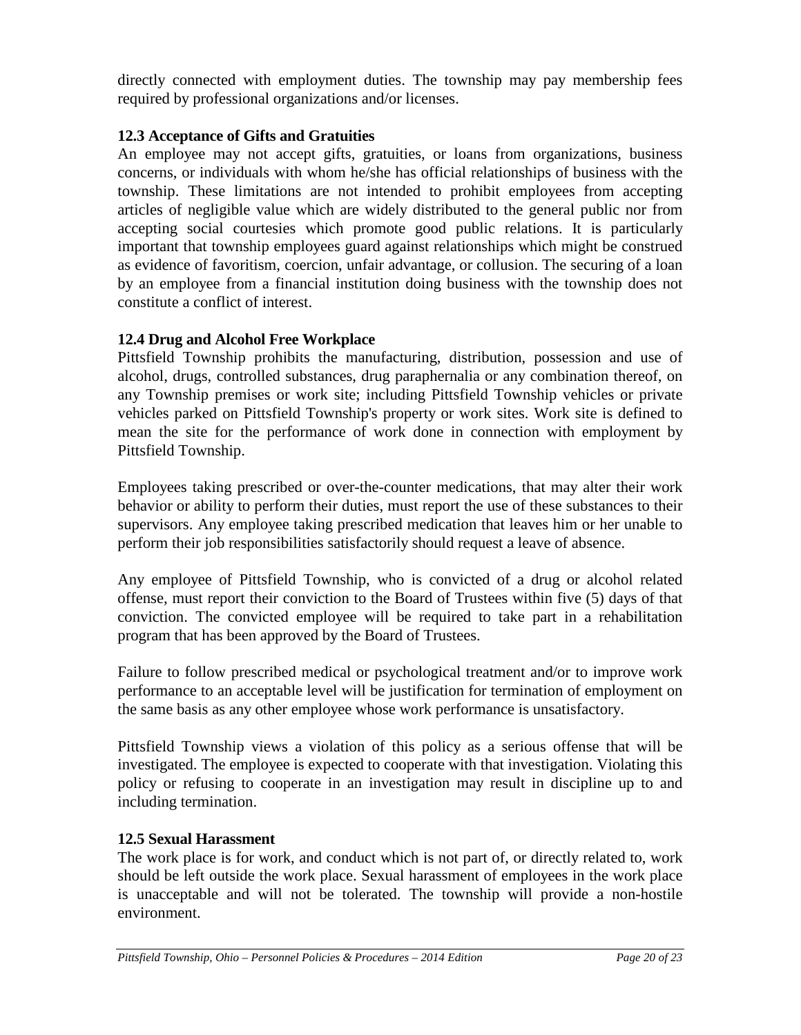directly connected with employment duties. The township may pay membership fees required by professional organizations and/or licenses.

### 12.3 Acceptance of Gifts and Gratuities

An employee may not accept gifts, gratuities, or loans from organizations, business concerns, or individuals with whom he/she has official relationships of business with the township. These limitations are not intended to prohibit employees from accepting articles of negligible value which are widely distributed to the general public nor from accepting social courtesies which promote good public relations. It is particularly important that township employees guard against relationships which might be construed as evidence of favoritism, coercion, unfair advantage, or collusion. The securing of a loan by an employee from a financial institution doing business with the township does not constitute a conflict of interest.

### 12.4 Drug and Alcohol Free Workplace

Pittsfield Township prohibits the manufacturing, distribution, possession and use of alcohol, drugs, controlled substances, drug paraphernalia or any combination thereof, on any Township premises or work site; including Pittsfield Township vehicles or private vehicles parked on Pittsfield Township's property or work sites. Work site is defined to mean the site for the performance of work done in connection with employment by Pittsfield Township.

Employees taking prescribed or over-the-counter medications, that may alter their work behavior or ability to perform their duties, must report the use of these substances to their supervisors. Any employee taking prescribed medication that leaves him or her unable to perform their job responsibilities satisfactorily should request a leave of absence.

Any employee of Pittsfield Township, who is convicted of a drug or alcohol related offense, must report their conviction to the Board of Trustees within five (5) days of that conviction. The convicted employee will be required to take part in a rehabilitation program that has been approved by the Board of Trustees.

Failure to follow prescribed medical or psychological treatment and/or to improve work performance to an acceptable level will be justification for termination of employment on the same basis as any other employee whose work performance is unsatisfactory.

Pittsfield Township views a violation of this policy as a serious offense that will be investigated. The employee is expected to cooperate with that investigation. Violating this policy or refusing to cooperate in an investigation may result in discipline up to and including termination.

### 12.5 Sexual Harassment

The work place is for work, and conduct which is not part of, or directly related to, work should be left outside the work place. Sexual harassment of employees in the work place is unacceptable and will not be tolerated. The township will provide a non-hostile environment.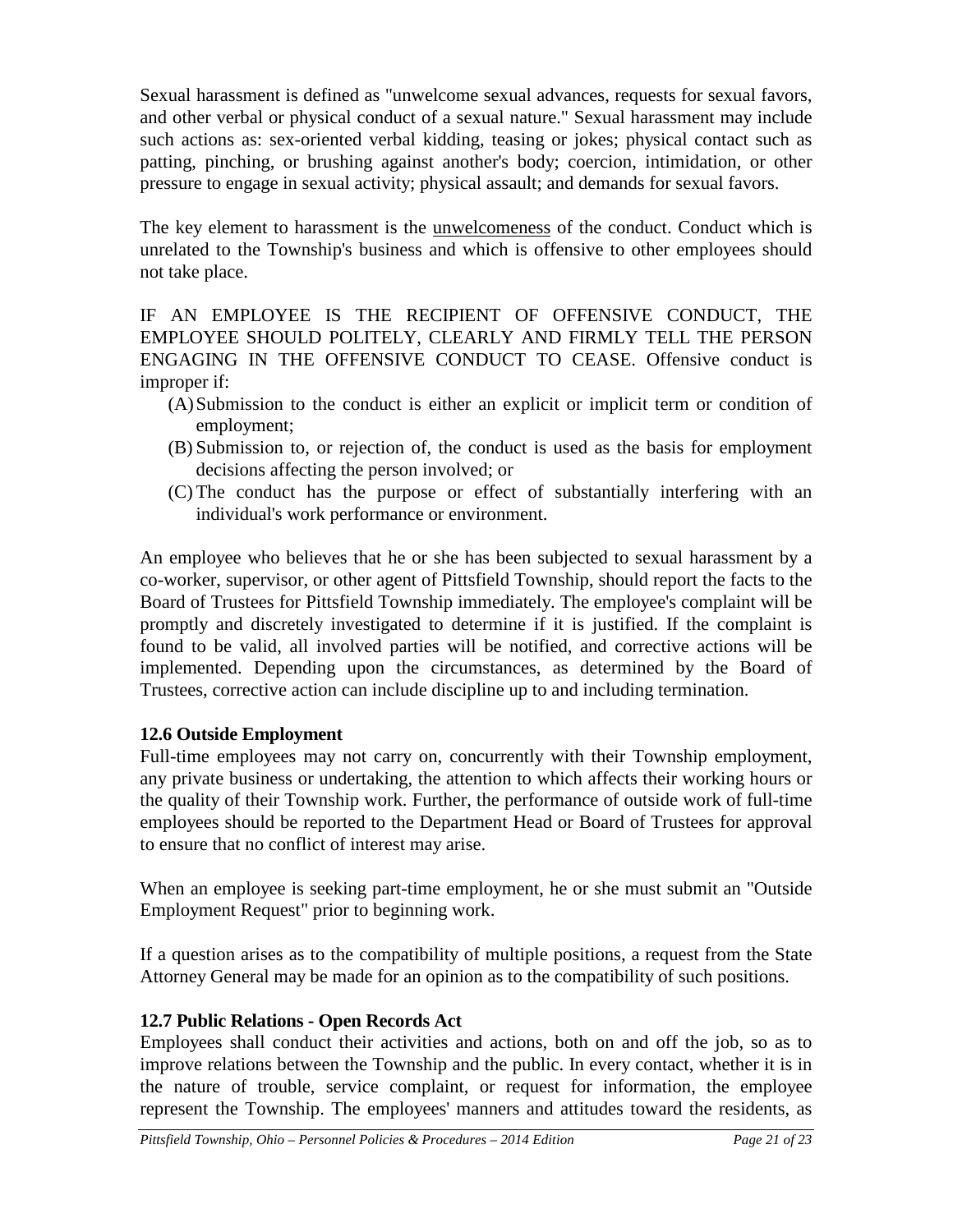Sexual harassment is defined as "unwelcome sexual advances, requests for sexual favors, and other verbal or physical conduct of a sexual nature." Sexual harassment may include such actions as: sex-oriented verbal kidding, teasing or jokes; physical contact such as patting, pinching, or brushing against another's body; coercion, intimidation, or other pressure to engage in sexual activity; physical assault; and demands for sexual favors.

The key element to harassment is the <u>unwelcomeness</u> of the conduct. Conduct which is unrelated to the Township's business and which is offensive to other employees should not take place.

IF AN EMPLOYEE IS THE RECIPIENT OF OFFENSIVE CONDUCT, THE EMPLOYEE SHOULD POLITELY, CLEARLY AND FIRMLY TELL THE PERSON ENGAGING IN THE OFFENSIVE CONDUCT TO CEASE. Offensive conduct is improper if:

(A) Submission to the conduct is either an explicit or implicit term or condition of employment;
(B) Submission to, or rejection of, the conduct is used as the basis for employment decisions affecting the person involved; or
(C) The conduct has the purpose or effect of substantially interfering with an individual's work performance or environment.

An employee who believes that he or she has been subjected to sexual harassment by a co-worker, supervisor, or other agent of Pittsfield Township, should report the facts to the Board of Trustees for Pittsfield Township immediately. The employee's complaint will be promptly and discretely investigated to determine if it is justified. If the complaint is found to be valid, all involved parties will be notified, and corrective actions will be implemented. Depending upon the circumstances, as determined by the Board of Trustees, corrective action can include discipline up to and including termination.

### 12.6 Outside Employment

Full-time employees may not carry on, concurrently with their Township employment, any private business or undertaking, the attention to which affects their working hours or the quality of their Township work. Further, the performance of outside work of full-time employees should be reported to the Department Head or Board of Trustees for approval to ensure that no conflict of interest may arise.

When an employee is seeking part-time employment, he or she must submit an "Outside Employment Request" prior to beginning work.

If a question arises as to the compatibility of multiple positions, a request from the State Attorney General may be made for an opinion as to the compatibility of such positions.

### 12.7 Public Relations - Open Records Act

Employees shall conduct their activities and actions, both on and off the job, so as to improve relations between the Township and the public. In every contact, whether it is in the nature of trouble, service complaint, or request for information, the employee represent the Township. The employees' manners and attitudes toward the residents, as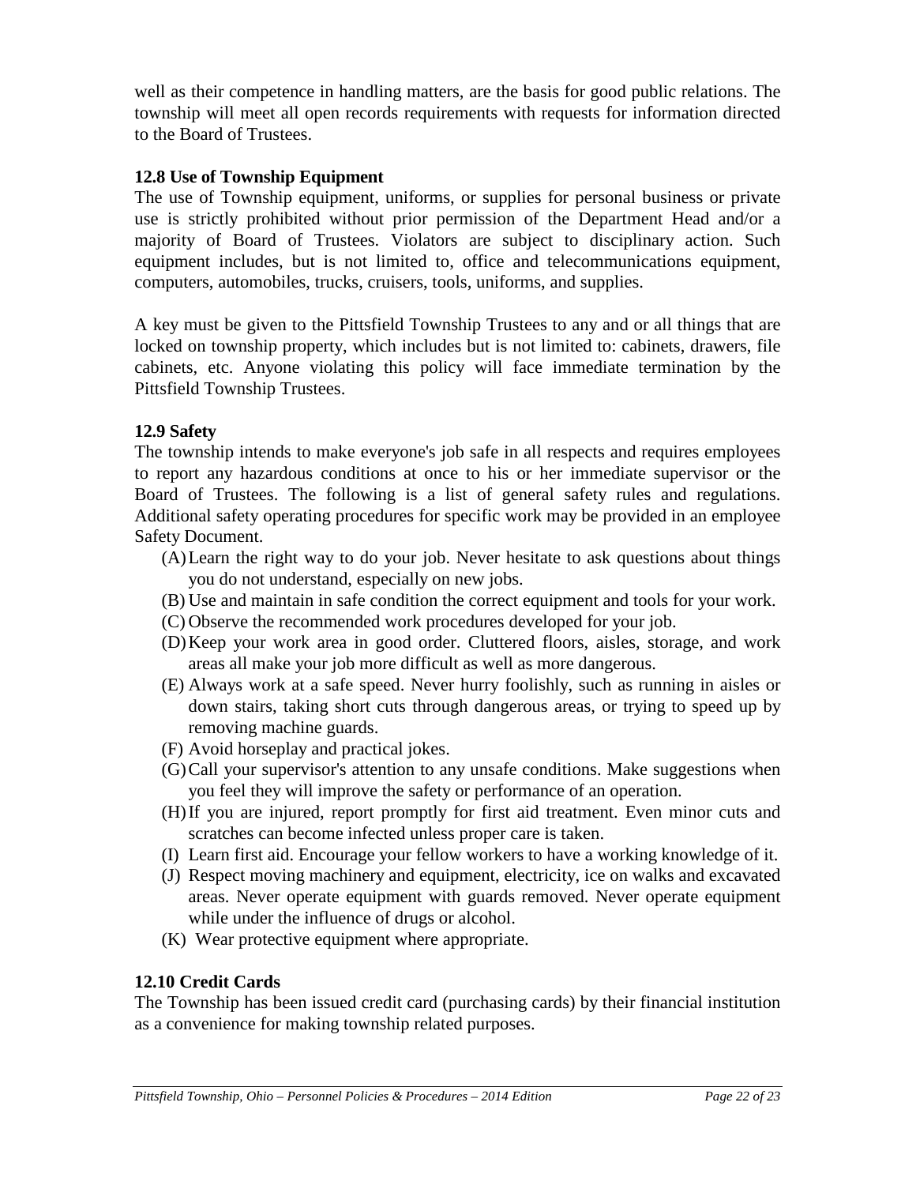well as their competence in handling matters, are the basis for good public relations. The township will meet all open records requirements with requests for information directed to the Board of Trustees.

### 12.8 Use of Township Equipment

The use of Township equipment, uniforms, or supplies for personal business or private use is strictly prohibited without prior permission of the Department Head and/or a majority of Board of Trustees. Violators are subject to disciplinary action. Such equipment includes, but is not limited to, office and telecommunications equipment, computers, automobiles, trucks, cruisers, tools, uniforms, and supplies.

A key must be given to the Pittsfield Township Trustees to any and or all things that are locked on township property, which includes but is not limited to: cabinets, drawers, file cabinets, etc. Anyone violating this policy will face immediate termination by the Pittsfield Township Trustees.

### 12.9 Safety

The township intends to make everyone's job safe in all respects and requires employees to report any hazardous conditions at once to his or her immediate supervisor or the Board of Trustees. The following is a list of general safety rules and regulations. Additional safety operating procedures for specific work may be provided in an employee Safety Document.

(A) Learn the right way to do your job. Never hesitate to ask questions about things you do not understand, especially on new jobs.
(B) Use and maintain in safe condition the correct equipment and tools for your work.
(C) Observe the recommended work procedures developed for your job.
(D) Keep your work area in good order. Cluttered floors, aisles, storage, and work areas all make your job more difficult as well as more dangerous.
(E) Always work at a safe speed. Never hurry foolishly, such as running in aisles or down stairs, taking short cuts through dangerous areas, or trying to speed up by removing machine guards.
(F) Avoid horseplay and practical jokes.
(G) Call your supervisor's attention to any unsafe conditions. Make suggestions when you feel they will improve the safety or performance of an operation.
(H) If you are injured, report promptly for first aid treatment. Even minor cuts and scratches can become infected unless proper care is taken.
(I) Learn first aid. Encourage your fellow workers to have a working knowledge of it.
(J) Respect moving machinery and equipment, electricity, ice on walks and excavated areas. Never operate equipment with guards removed. Never operate equipment while under the influence of drugs or alcohol.
(K) Wear protective equipment where appropriate.

### 12.10 Credit Cards

The Township has been issued credit card (purchasing cards) by their financial institution as a convenience for making township related purposes.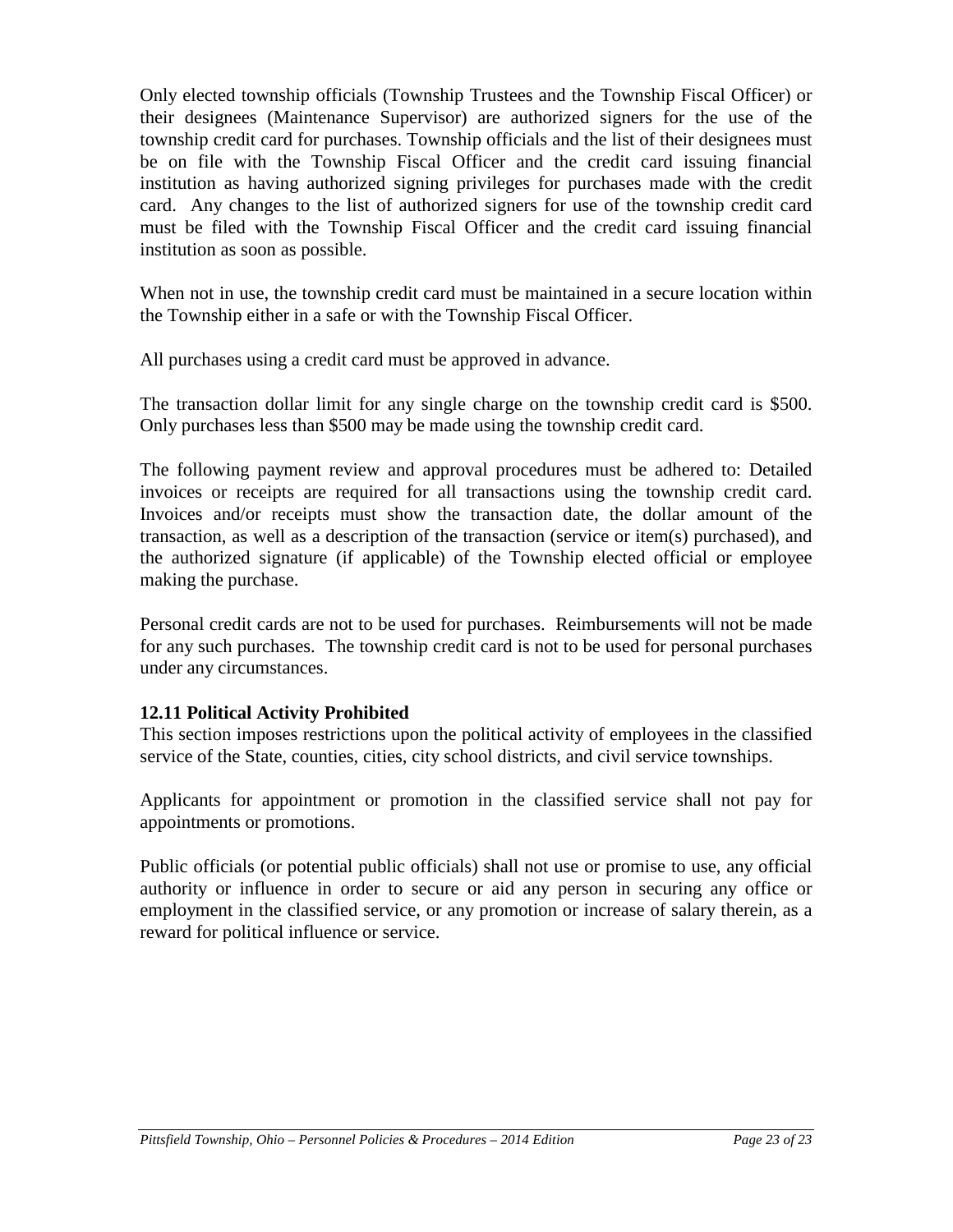Only elected township officials (Township Trustees and the Township Fiscal Officer) or their designees (Maintenance Supervisor) are authorized signers for the use of the township credit card for purchases. Township officials and the list of their designees must be on file with the Township Fiscal Officer and the credit card issuing financial institution as having authorized signing privileges for purchases made with the credit card. Any changes to the list of authorized signers for use of the township credit card must be filed with the Township Fiscal Officer and the credit card issuing financial institution as soon as possible.

When not in use, the township credit card must be maintained in a secure location within the Township either in a safe or with the Township Fiscal Officer.

All purchases using a credit card must be approved in advance.

The transaction dollar limit for any single charge on the township credit card is $500. Only purchases less than $500 may be made using the township credit card.

The following payment review and approval procedures must be adhered to: Detailed invoices or receipts are required for all transactions using the township credit card. Invoices and/or receipts must show the transaction date, the dollar amount of the transaction, as well as a description of the transaction (service or item(s) purchased), and the authorized signature (if applicable) of the Township elected official or employee making the purchase.

Personal credit cards are not to be used for purchases. Reimbursements will not be made for any such purchases. The township credit card is not to be used for personal purchases under any circumstances.

### 12.11 Political Activity Prohibited

This section imposes restrictions upon the political activity of employees in the classified service of the State, counties, cities, city school districts, and civil service townships.

Applicants for appointment or promotion in the classified service shall not pay for appointments or promotions.

Public officials (or potential public officials) shall not use or promise to use, any official authority or influence in order to secure or aid any person in securing any office or employment in the classified service, or any promotion or increase of salary therein, as a reward for political influence or service.